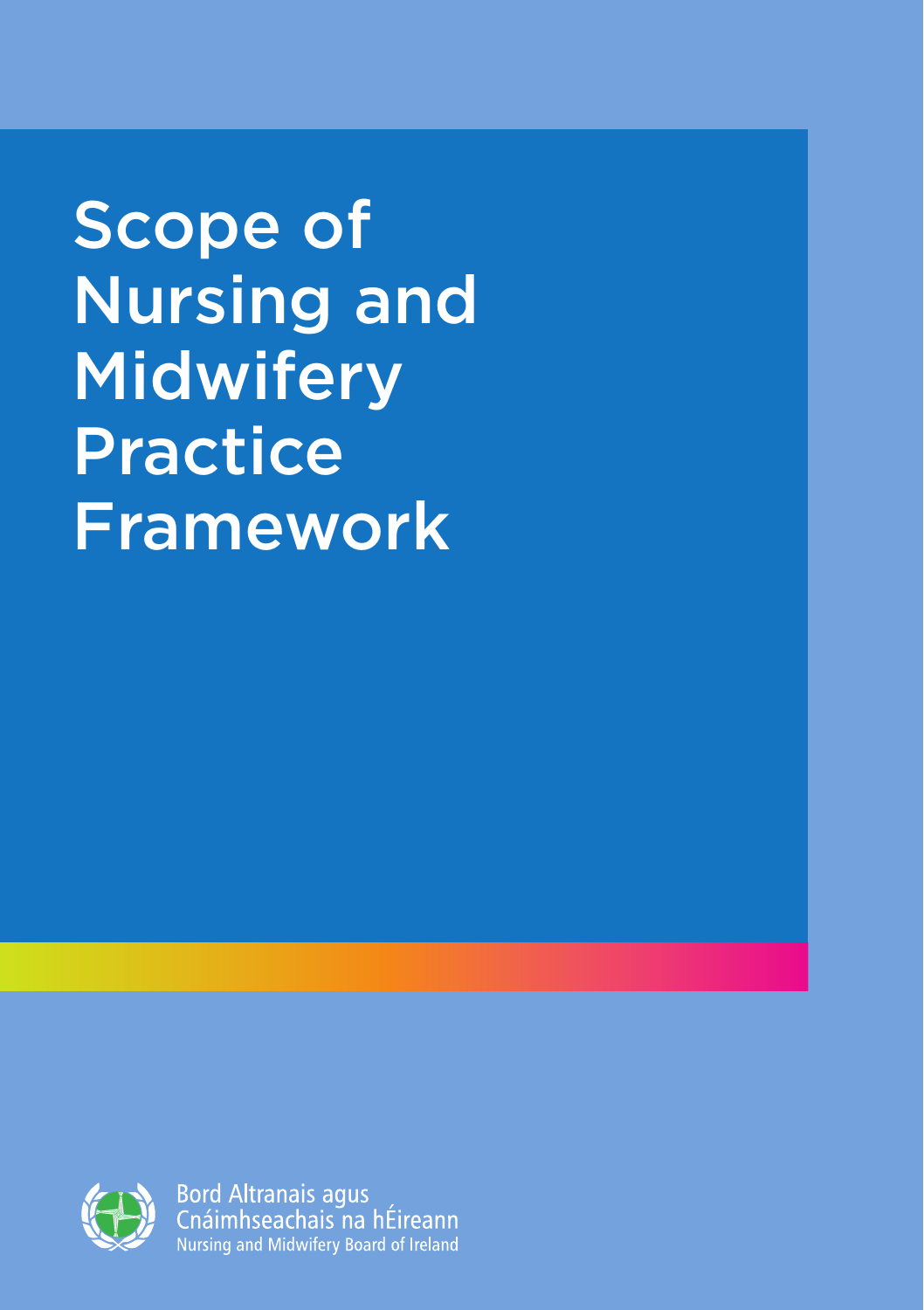# Scope of Nursing and Midwifery Practice Framework

Bord Altranais agus Cnáimhseachais na hÉireann
Nursing and Midwifery Board of Ireland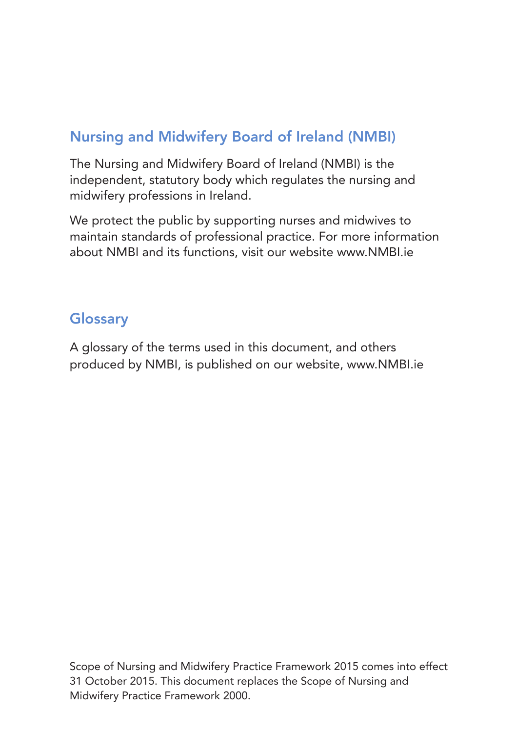## Nursing and Midwifery Board of Ireland (NMBI)

The Nursing and Midwifery Board of Ireland (NMBI) is the independent, statutory body which regulates the nursing and midwifery professions in Ireland.

We protect the public by supporting nurses and midwives to maintain standards of professional practice. For more information about NMBI and its functions, visit our website www.NMBI.ie

## Glossary

A glossary of the terms used in this document, and others produced by NMBI, is published on our website, www.NMBI.ie

Scope of Nursing and Midwifery Practice Framework 2015 comes into effect 31 October 2015. This document replaces the Scope of Nursing and Midwifery Practice Framework 2000.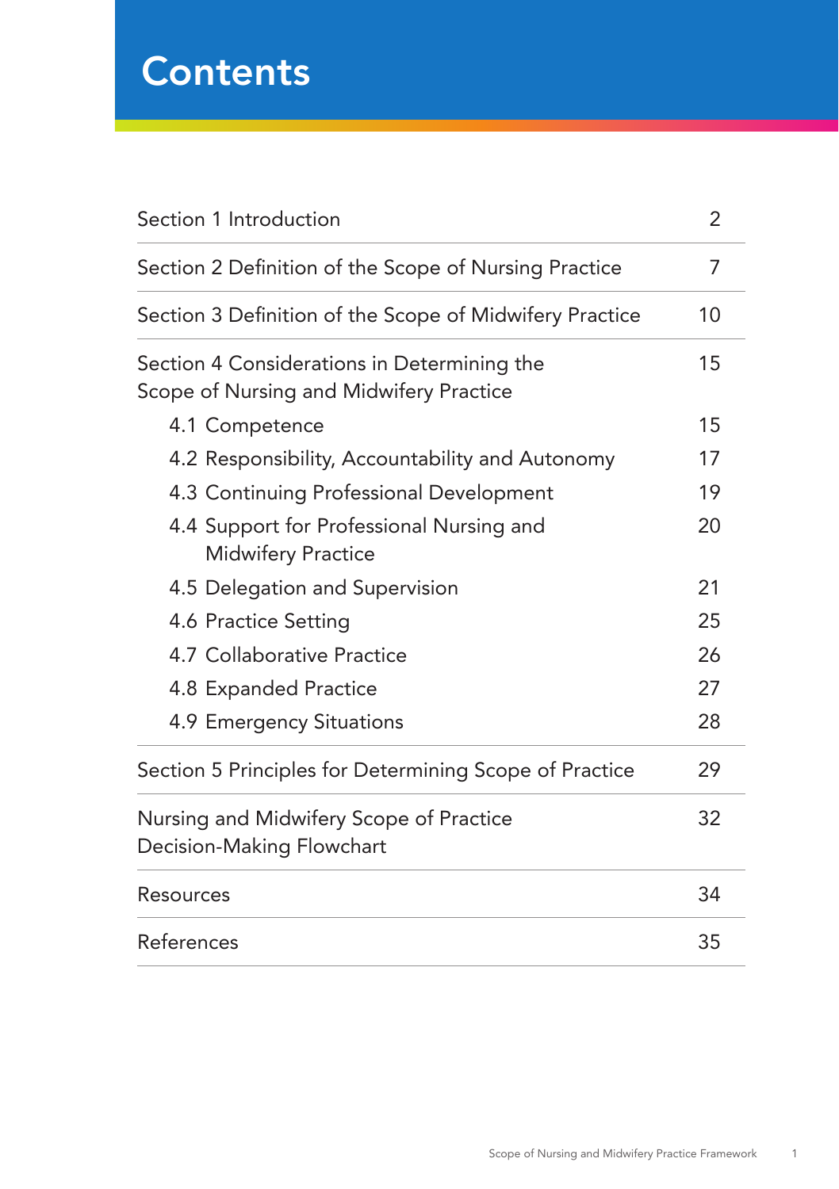# Contents

| | |
|---|---|
| Section 1 Introduction | 2 |
| Section 2 Definition of the Scope of Nursing Practice | 7 |
| Section 3 Definition of the Scope of Midwifery Practice | 10 |
| Section 4 Considerations in Determining the Scope of Nursing and Midwifery Practice | 15 |
| 4.1 Competence | 15 |
| 4.2 Responsibility, Accountability and Autonomy | 17 |
| 4.3 Continuing Professional Development | 19 |
| 4.4 Support for Professional Nursing and Midwifery Practice | 20 |
| 4.5 Delegation and Supervision | 21 |
| 4.6 Practice Setting | 25 |
| 4.7 Collaborative Practice | 26 |
| 4.8 Expanded Practice | 27 |
| 4.9 Emergency Situations | 28 |
| Section 5 Principles for Determining Scope of Practice | 29 |
| Nursing and Midwifery Scope of Practice Decision-Making Flowchart | 32 |
| Resources | 34 |
| References | 35 |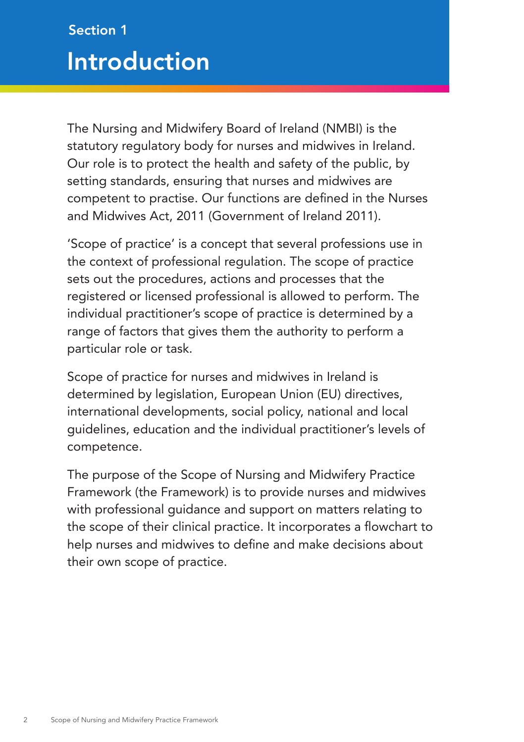# Section 1

## Introduction

The Nursing and Midwifery Board of Ireland (NMBI) is the statutory regulatory body for nurses and midwives in Ireland. Our role is to protect the health and safety of the public, by setting standards, ensuring that nurses and midwives are competent to practise. Our functions are defined in the Nurses and Midwives Act, 2011 (Government of Ireland 2011).

'Scope of practice' is a concept that several professions use in the context of professional regulation. The scope of practice sets out the procedures, actions and processes that the registered or licensed professional is allowed to perform. The individual practitioner's scope of practice is determined by a range of factors that gives them the authority to perform a particular role or task.

Scope of practice for nurses and midwives in Ireland is determined by legislation, European Union (EU) directives, international developments, social policy, national and local guidelines, education and the individual practitioner's levels of competence.

The purpose of the Scope of Nursing and Midwifery Practice Framework (the Framework) is to provide nurses and midwives with professional guidance and support on matters relating to the scope of their clinical practice. It incorporates a flowchart to help nurses and midwives to define and make decisions about their own scope of practice.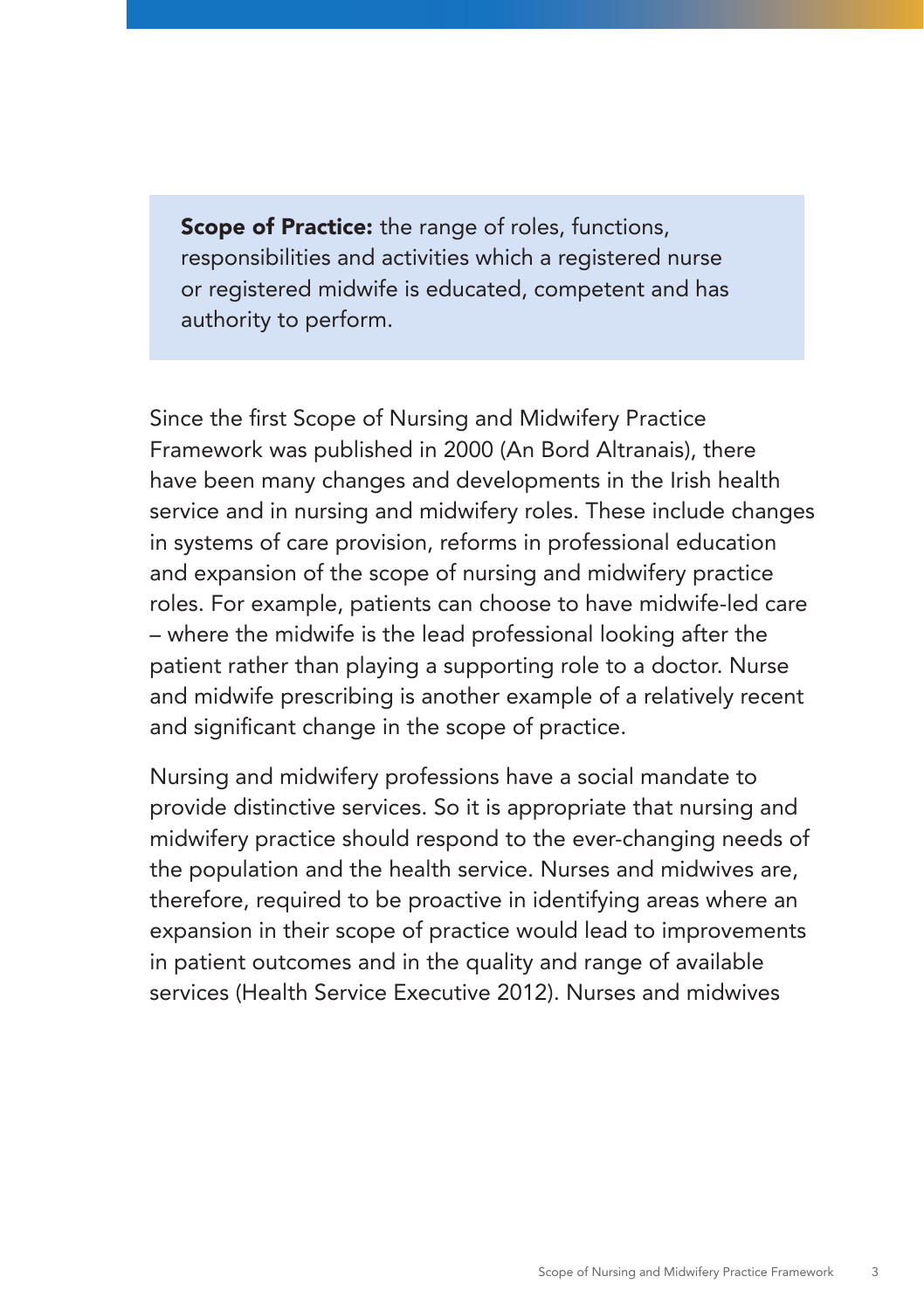> **Scope of Practice:** the range of roles, functions, responsibilities and activities which a registered nurse or registered midwife is educated, competent and has authority to perform.

Since the first Scope of Nursing and Midwifery Practice Framework was published in 2000 (An Bord Altranais), there have been many changes and developments in the Irish health service and in nursing and midwifery roles. These include changes in systems of care provision, reforms in professional education and expansion of the scope of nursing and midwifery practice roles. For example, patients can choose to have midwife-led care – where the midwife is the lead professional looking after the patient rather than playing a supporting role to a doctor. Nurse and midwife prescribing is another example of a relatively recent and significant change in the scope of practice.

Nursing and midwifery professions have a social mandate to provide distinctive services. So it is appropriate that nursing and midwifery practice should respond to the ever-changing needs of the population and the health service. Nurses and midwives are, therefore, required to be proactive in identifying areas where an expansion in their scope of practice would lead to improvements in patient outcomes and in the quality and range of available services (Health Service Executive 2012). Nurses and midwives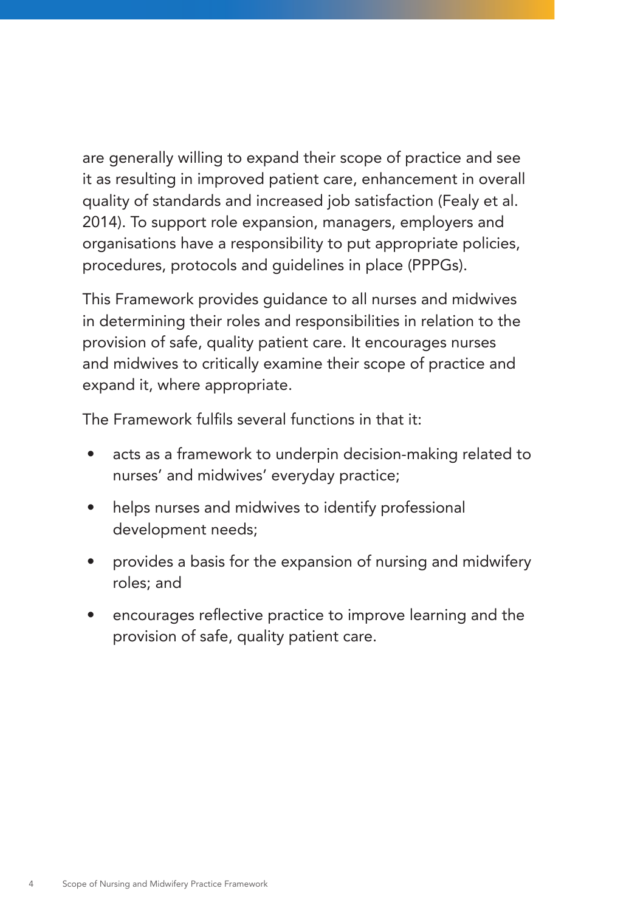are generally willing to expand their scope of practice and see it as resulting in improved patient care, enhancement in overall quality of standards and increased job satisfaction (Fealy et al. 2014). To support role expansion, managers, employers and organisations have a responsibility to put appropriate policies, procedures, protocols and guidelines in place (PPPGs).

This Framework provides guidance to all nurses and midwives in determining their roles and responsibilities in relation to the provision of safe, quality patient care. It encourages nurses and midwives to critically examine their scope of practice and expand it, where appropriate.

The Framework fulfils several functions in that it:

- acts as a framework to underpin decision-making related to nurses' and midwives' everyday practice;
- helps nurses and midwives to identify professional development needs;
- provides a basis for the expansion of nursing and midwifery roles; and
- encourages reflective practice to improve learning and the provision of safe, quality patient care.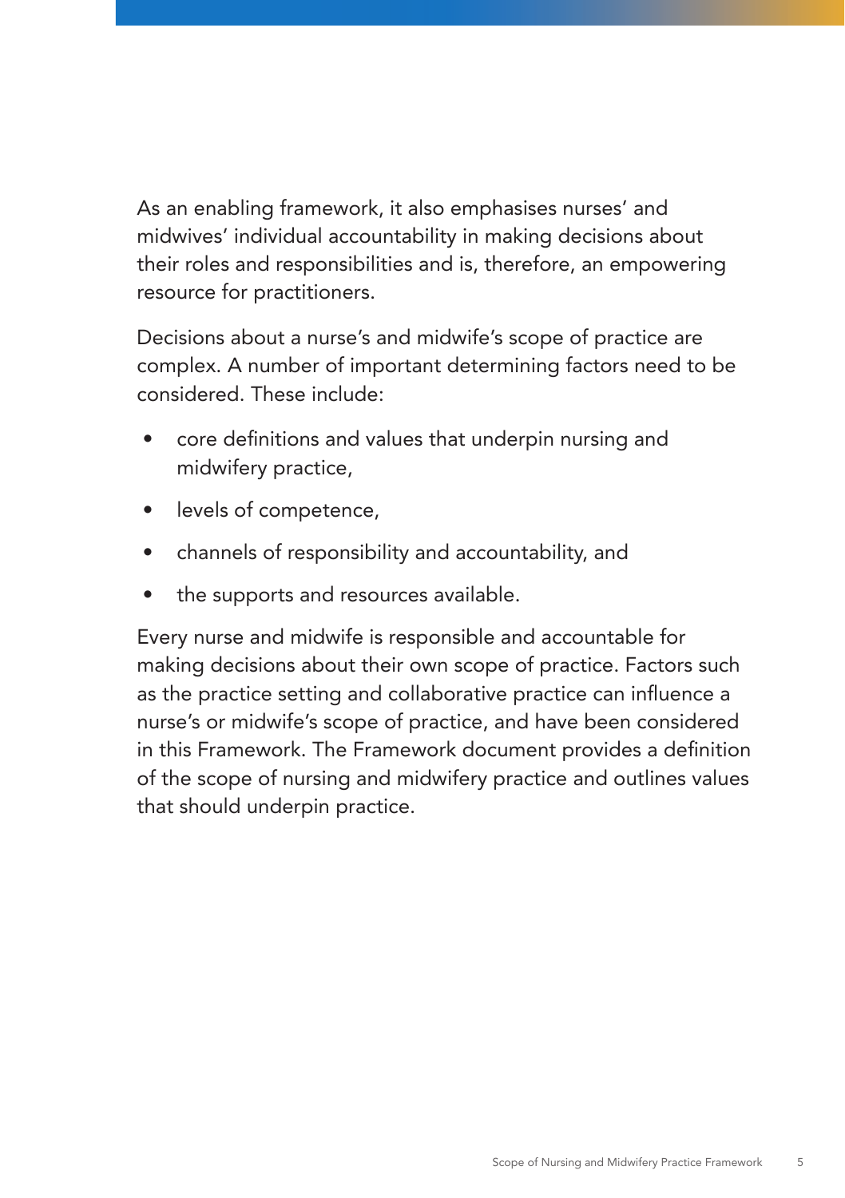As an enabling framework, it also emphasises nurses' and midwives' individual accountability in making decisions about their roles and responsibilities and is, therefore, an empowering resource for practitioners.

Decisions about a nurse's and midwife's scope of practice are complex. A number of important determining factors need to be considered. These include:

- core definitions and values that underpin nursing and midwifery practice,
- levels of competence,
- channels of responsibility and accountability, and
- the supports and resources available.

Every nurse and midwife is responsible and accountable for making decisions about their own scope of practice. Factors such as the practice setting and collaborative practice can influence a nurse's or midwife's scope of practice, and have been considered in this Framework. The Framework document provides a definition of the scope of nursing and midwifery practice and outlines values that should underpin practice.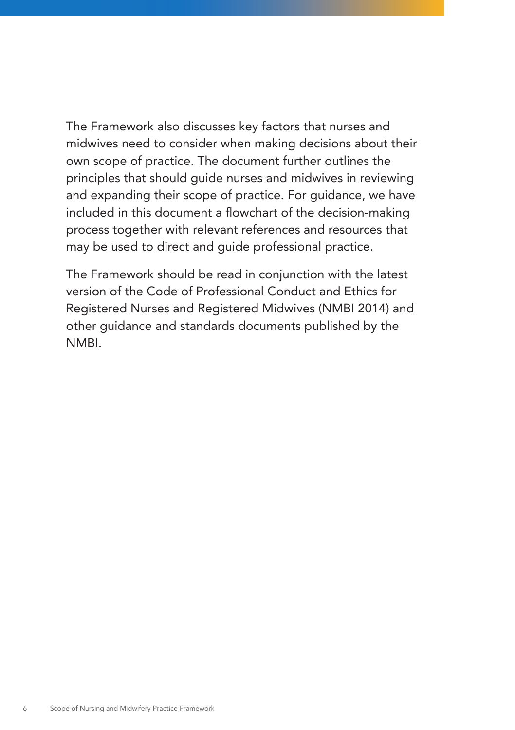The Framework also discusses key factors that nurses and midwives need to consider when making decisions about their own scope of practice. The document further outlines the principles that should guide nurses and midwives in reviewing and expanding their scope of practice. For guidance, we have included in this document a flowchart of the decision-making process together with relevant references and resources that may be used to direct and guide professional practice.

The Framework should be read in conjunction with the latest version of the Code of Professional Conduct and Ethics for Registered Nurses and Registered Midwives (NMBI 2014) and other guidance and standards documents published by the NMBI.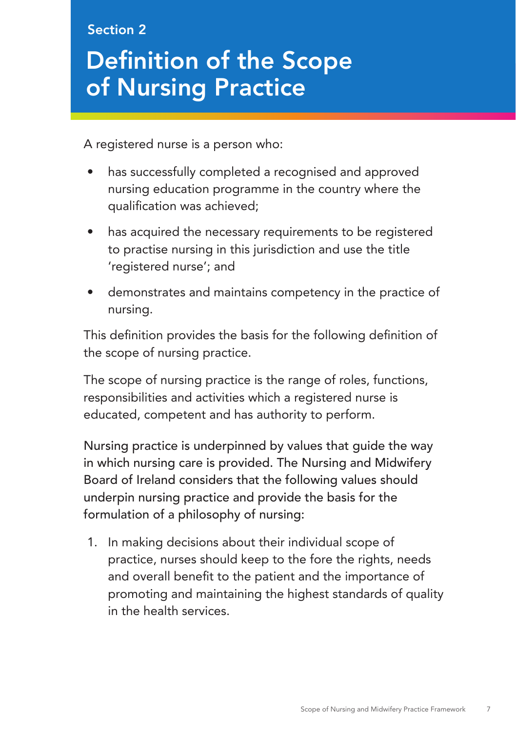Section 2

# Definition of the Scope of Nursing Practice

A registered nurse is a person who:

- has successfully completed a recognised and approved nursing education programme in the country where the qualification was achieved;
- has acquired the necessary requirements to be registered to practise nursing in this jurisdiction and use the title 'registered nurse'; and
- demonstrates and maintains competency in the practice of nursing.

This definition provides the basis for the following definition of the scope of nursing practice.

The scope of nursing practice is the range of roles, functions, responsibilities and activities which a registered nurse is educated, competent and has authority to perform.

Nursing practice is underpinned by values that guide the way in which nursing care is provided. The Nursing and Midwifery Board of Ireland considers that the following values should underpin nursing practice and provide the basis for the formulation of a philosophy of nursing:

1. In making decisions about their individual scope of practice, nurses should keep to the fore the rights, needs and overall benefit to the patient and the importance of promoting and maintaining the highest standards of quality in the health services.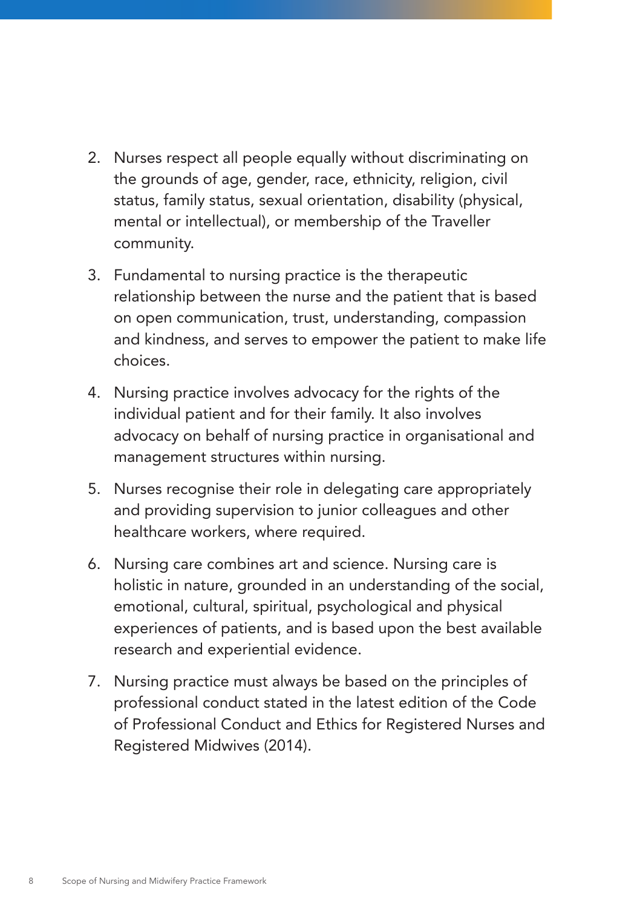2. Nurses respect all people equally without discriminating on the grounds of age, gender, race, ethnicity, religion, civil status, family status, sexual orientation, disability (physical, mental or intellectual), or membership of the Traveller community.
3. Fundamental to nursing practice is the therapeutic relationship between the nurse and the patient that is based on open communication, trust, understanding, compassion and kindness, and serves to empower the patient to make life choices.
4. Nursing practice involves advocacy for the rights of the individual patient and for their family. It also involves advocacy on behalf of nursing practice in organisational and management structures within nursing.
5. Nurses recognise their role in delegating care appropriately and providing supervision to junior colleagues and other healthcare workers, where required.
6. Nursing care combines art and science. Nursing care is holistic in nature, grounded in an understanding of the social, emotional, cultural, spiritual, psychological and physical experiences of patients, and is based upon the best available research and experiential evidence.
7. Nursing practice must always be based on the principles of professional conduct stated in the latest edition of the Code of Professional Conduct and Ethics for Registered Nurses and Registered Midwives (2014).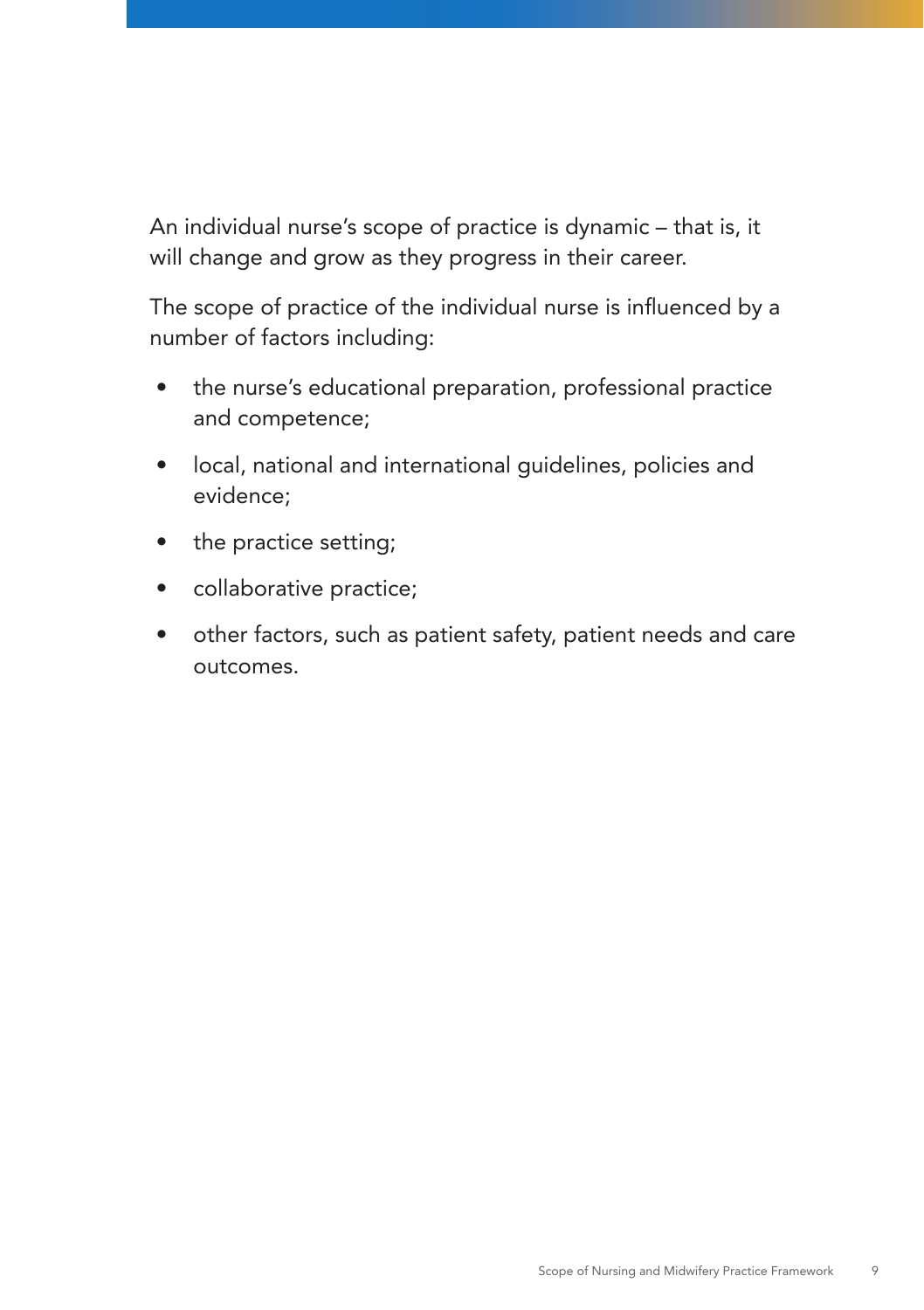An individual nurse's scope of practice is dynamic – that is, it will change and grow as they progress in their career.

The scope of practice of the individual nurse is influenced by a number of factors including:

- the nurse's educational preparation, professional practice and competence;
- local, national and international guidelines, policies and evidence;
- the practice setting;
- collaborative practice;
- other factors, such as patient safety, patient needs and care outcomes.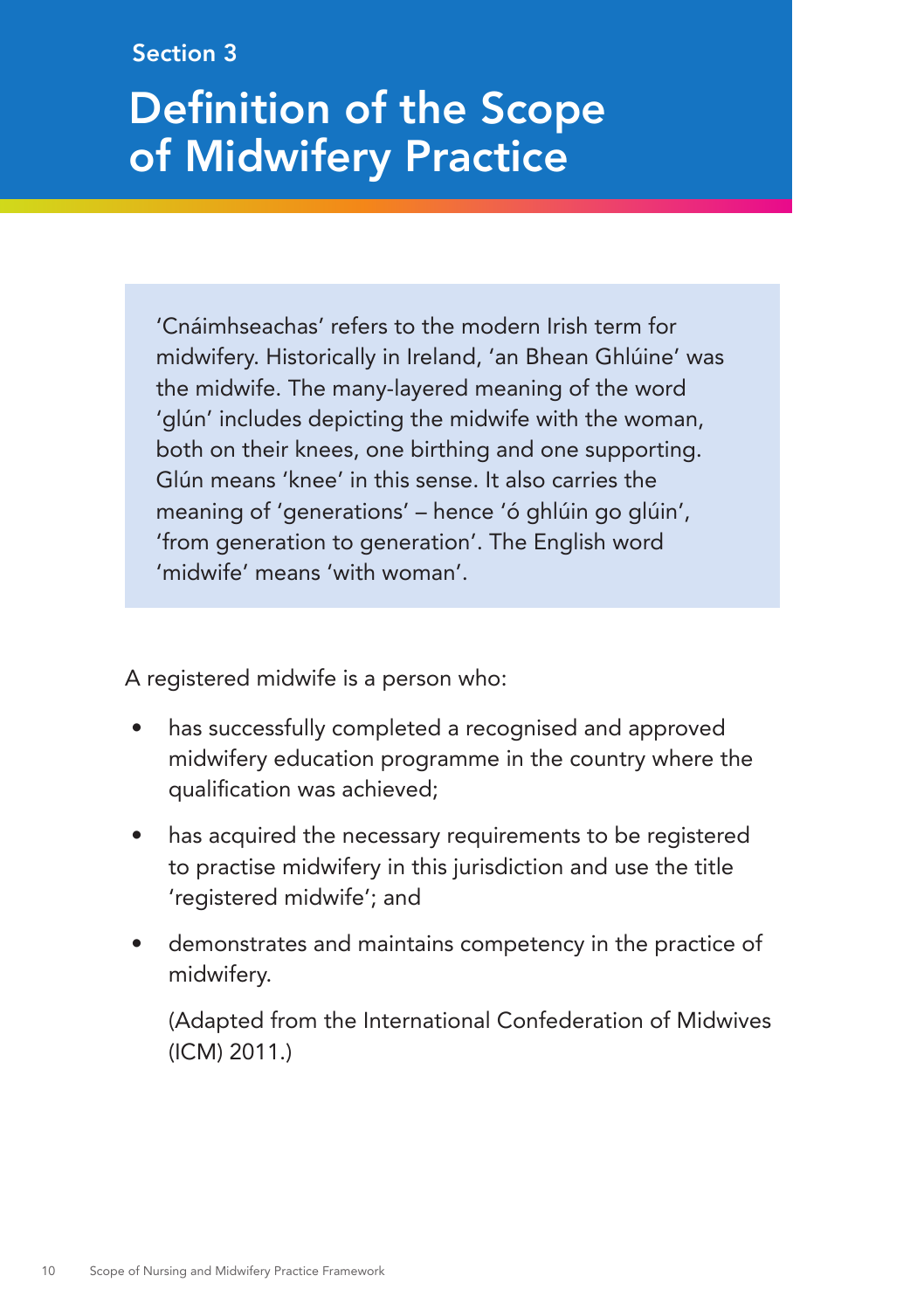Section 3

# Definition of the Scope of Midwifery Practice

> 'Cnáimhseachas' refers to the modern Irish term for midwifery. Historically in Ireland, 'an Bhean Ghlúine' was the midwife. The many-layered meaning of the word 'glún' includes depicting the midwife with the woman, both on their knees, one birthing and one supporting. Glún means 'knee' in this sense. It also carries the meaning of 'generations' – hence 'ó ghlúin go glúin', 'from generation to generation'. The English word 'midwife' means 'with woman'.

A registered midwife is a person who:

- has successfully completed a recognised and approved midwifery education programme in the country where the qualification was achieved;
- has acquired the necessary requirements to be registered to practise midwifery in this jurisdiction and use the title 'registered midwife'; and
- demonstrates and maintains competency in the practice of midwifery.

  (Adapted from the International Confederation of Midwives (ICM) 2011.)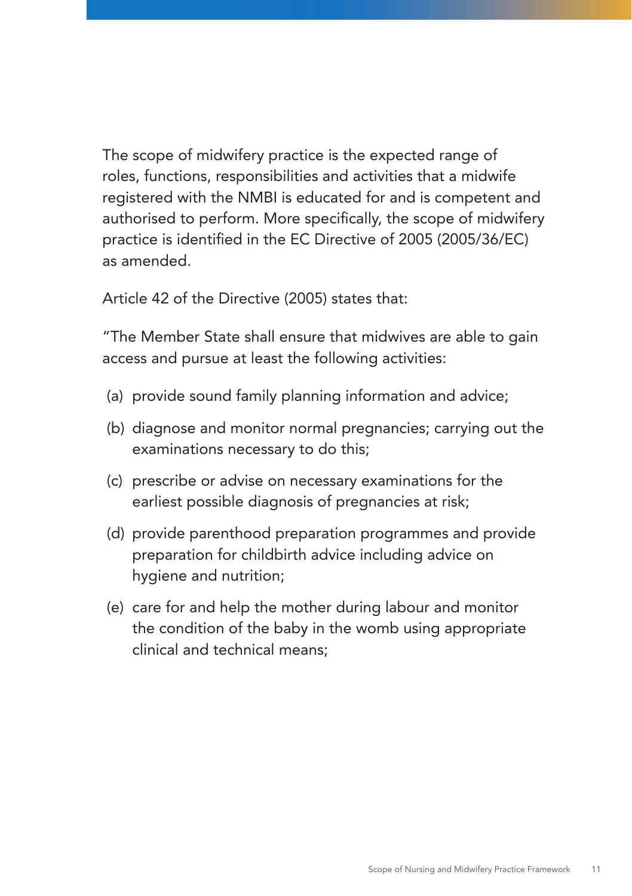The scope of midwifery practice is the expected range of roles, functions, responsibilities and activities that a midwife registered with the NMBI is educated for and is competent and authorised to perform. More specifically, the scope of midwifery practice is identified in the EC Directive of 2005 (2005/36/EC) as amended.

Article 42 of the Directive (2005) states that:

"The Member State shall ensure that midwives are able to gain access and pursue at least the following activities:

(a) provide sound family planning information and advice;

(b) diagnose and monitor normal pregnancies; carrying out the examinations necessary to do this;

(c) prescribe or advise on necessary examinations for the earliest possible diagnosis of pregnancies at risk;

(d) provide parenthood preparation programmes and provide preparation for childbirth advice including advice on hygiene and nutrition;

(e) care for and help the mother during labour and monitor the condition of the baby in the womb using appropriate clinical and technical means;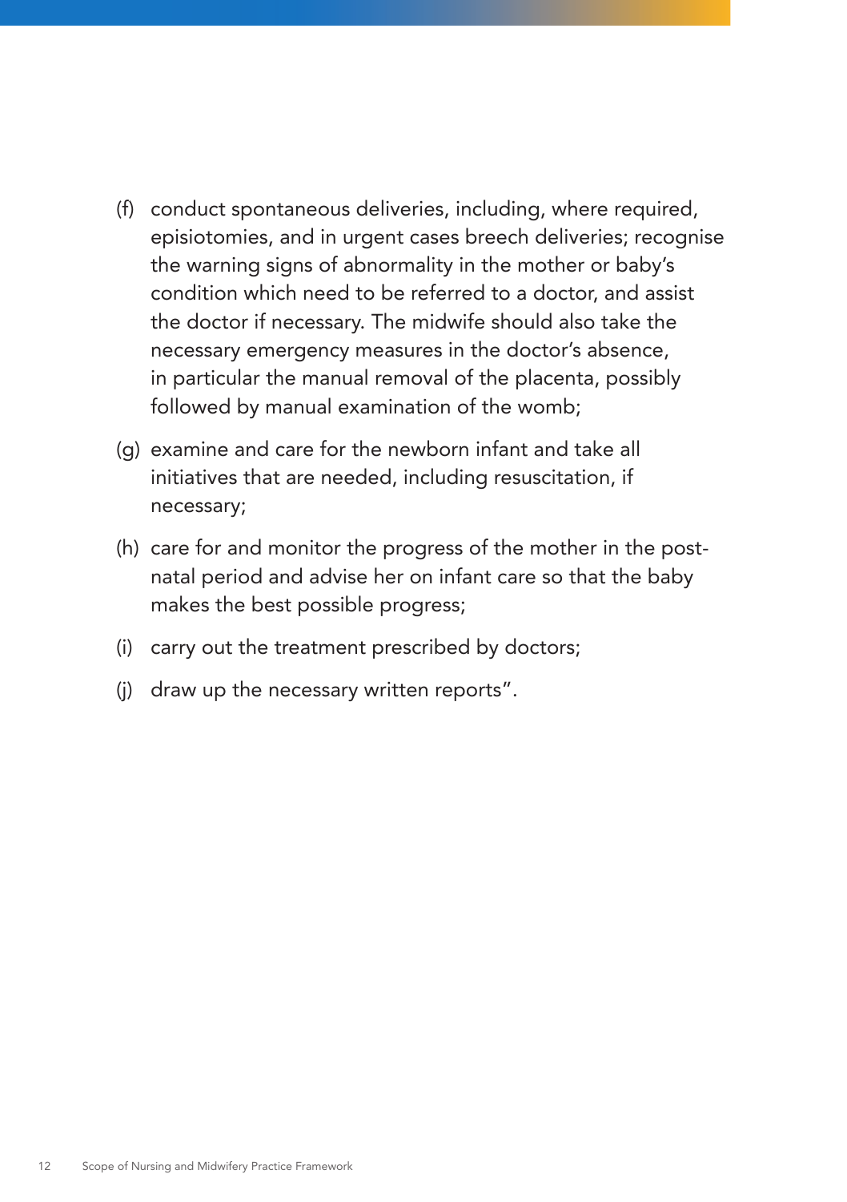(f) conduct spontaneous deliveries, including, where required, episiotomies, and in urgent cases breech deliveries; recognise the warning signs of abnormality in the mother or baby's condition which need to be referred to a doctor, and assist the doctor if necessary. The midwife should also take the necessary emergency measures in the doctor's absence, in particular the manual removal of the placenta, possibly followed by manual examination of the womb;

(g) examine and care for the newborn infant and take all initiatives that are needed, including resuscitation, if necessary;

(h) care for and monitor the progress of the mother in the post-natal period and advise her on infant care so that the baby makes the best possible progress;

(i) carry out the treatment prescribed by doctors;

(j) draw up the necessary written reports".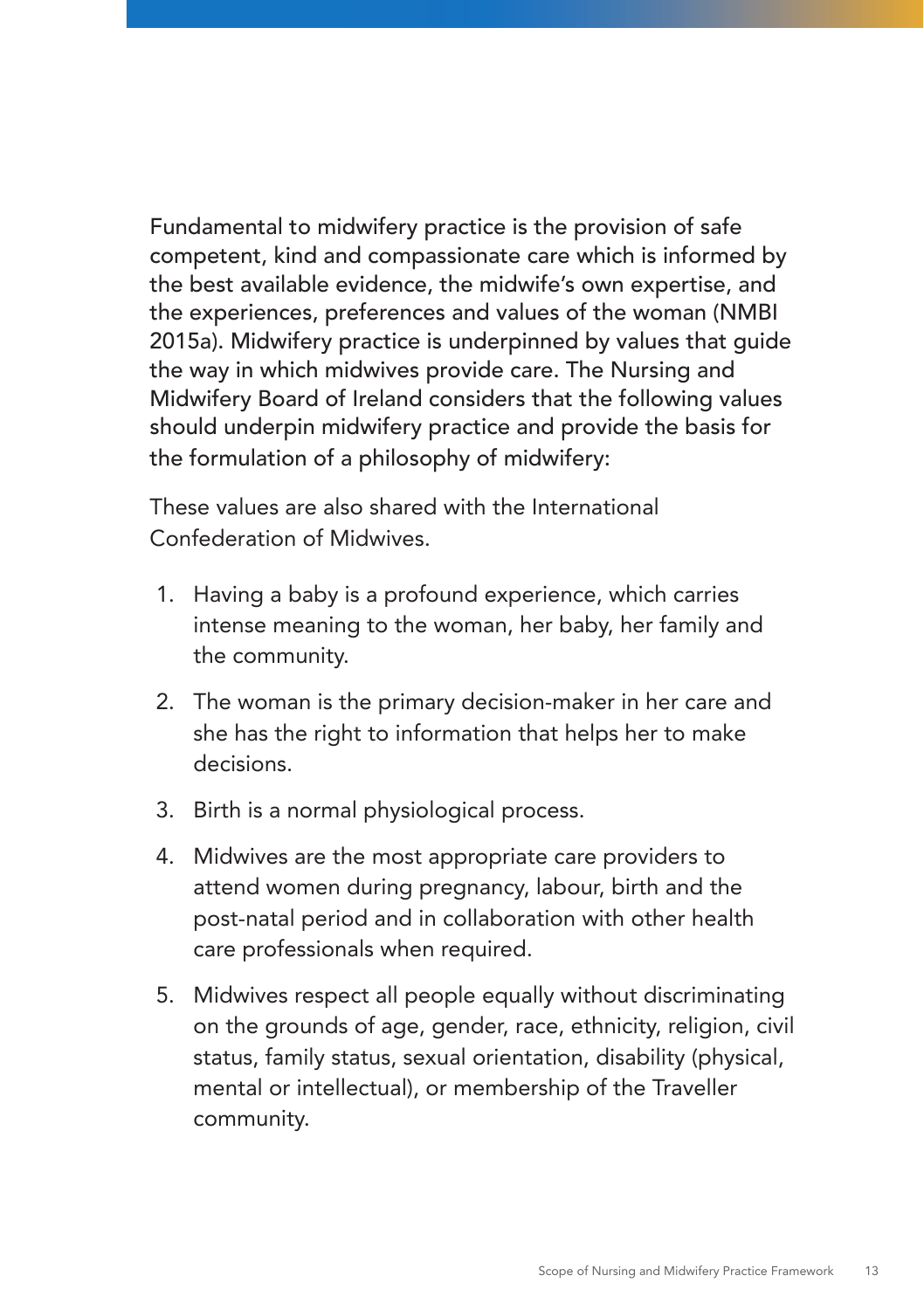Fundamental to midwifery practice is the provision of safe competent, kind and compassionate care which is informed by the best available evidence, the midwife's own expertise, and the experiences, preferences and values of the woman (NMBI 2015a). Midwifery practice is underpinned by values that guide the way in which midwives provide care. The Nursing and Midwifery Board of Ireland considers that the following values should underpin midwifery practice and provide the basis for the formulation of a philosophy of midwifery:

These values are also shared with the International Confederation of Midwives.

1. Having a baby is a profound experience, which carries intense meaning to the woman, her baby, her family and the community.
2. The woman is the primary decision-maker in her care and she has the right to information that helps her to make decisions.
3. Birth is a normal physiological process.
4. Midwives are the most appropriate care providers to attend women during pregnancy, labour, birth and the post-natal period and in collaboration with other health care professionals when required.
5. Midwives respect all people equally without discriminating on the grounds of age, gender, race, ethnicity, religion, civil status, family status, sexual orientation, disability (physical, mental or intellectual), or membership of the Traveller community.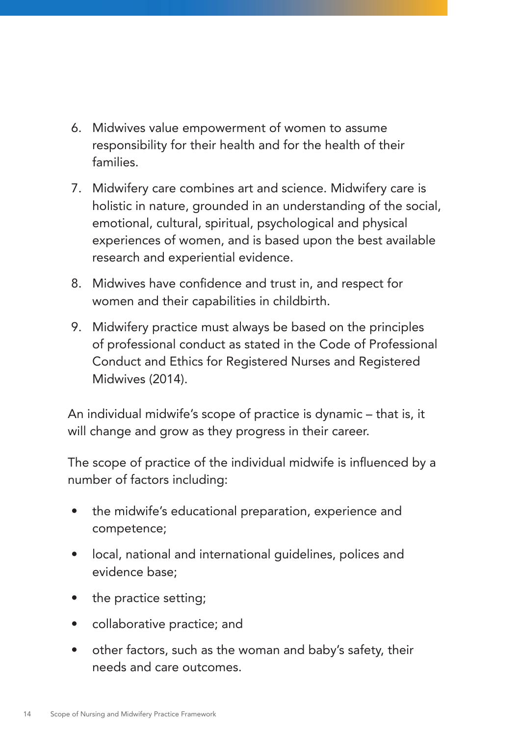6. Midwives value empowerment of women to assume responsibility for their health and for the health of their families.
7. Midwifery care combines art and science. Midwifery care is holistic in nature, grounded in an understanding of the social, emotional, cultural, spiritual, psychological and physical experiences of women, and is based upon the best available research and experiential evidence.
8. Midwives have confidence and trust in, and respect for women and their capabilities in childbirth.
9. Midwifery practice must always be based on the principles of professional conduct as stated in the Code of Professional Conduct and Ethics for Registered Nurses and Registered Midwives (2014).

An individual midwife's scope of practice is dynamic – that is, it will change and grow as they progress in their career.

The scope of practice of the individual midwife is influenced by a number of factors including:

- the midwife's educational preparation, experience and competence;
- local, national and international guidelines, polices and evidence base;
- the practice setting;
- collaborative practice; and
- other factors, such as the woman and baby's safety, their needs and care outcomes.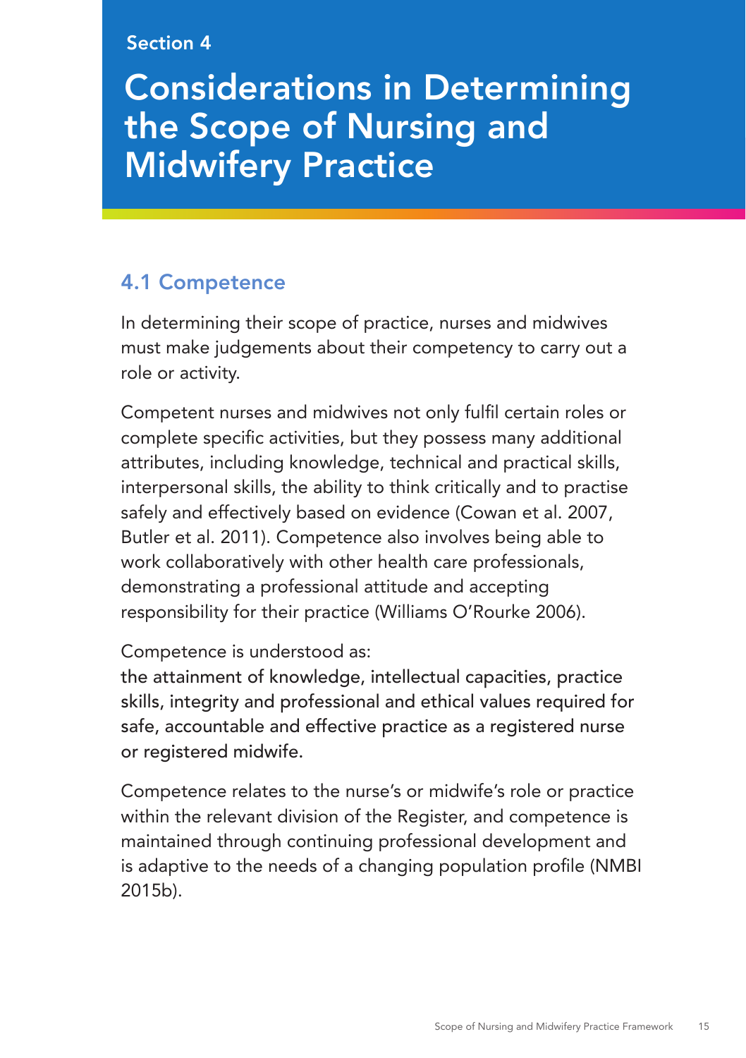Section 4

# Considerations in Determining the Scope of Nursing and Midwifery Practice

## 4.1 Competence

In determining their scope of practice, nurses and midwives must make judgements about their competency to carry out a role or activity.

Competent nurses and midwives not only fulfil certain roles or complete specific activities, but they possess many additional attributes, including knowledge, technical and practical skills, interpersonal skills, the ability to think critically and to practise safely and effectively based on evidence (Cowan et al. 2007, Butler et al. 2011). Competence also involves being able to work collaboratively with other health care professionals, demonstrating a professional attitude and accepting responsibility for their practice (Williams O'Rourke 2006).

Competence is understood as:
the attainment of knowledge, intellectual capacities, practice skills, integrity and professional and ethical values required for safe, accountable and effective practice as a registered nurse or registered midwife.

Competence relates to the nurse's or midwife's role or practice within the relevant division of the Register, and competence is maintained through continuing professional development and is adaptive to the needs of a changing population profile (NMBI 2015b).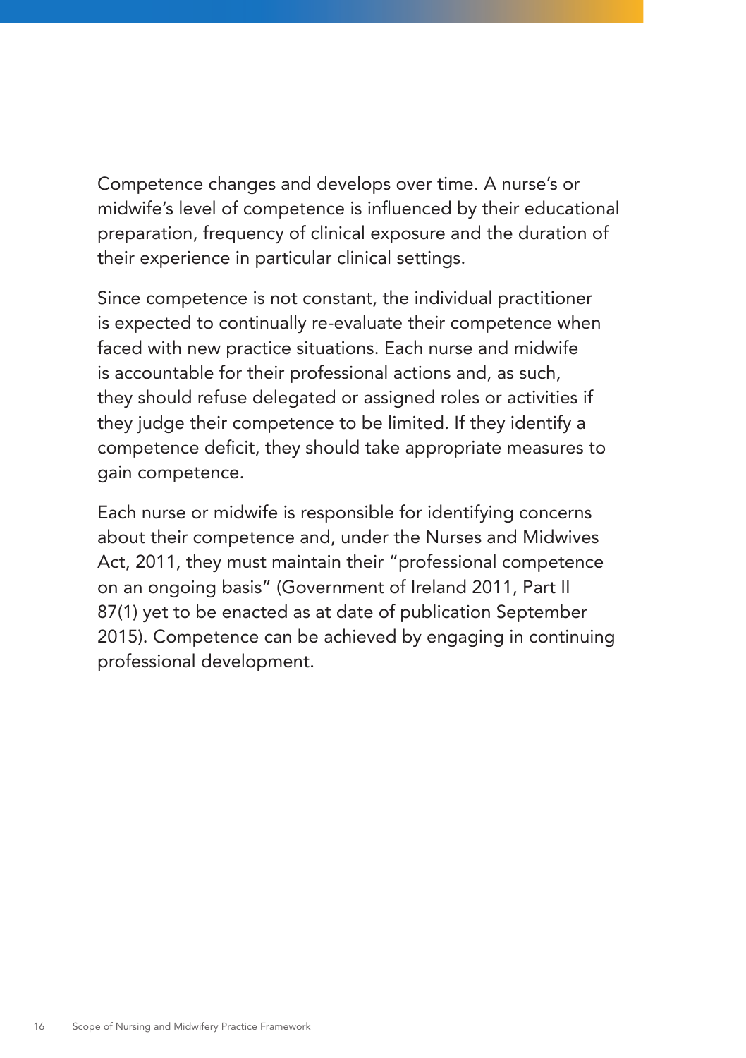Competence changes and develops over time. A nurse's or midwife's level of competence is influenced by their educational preparation, frequency of clinical exposure and the duration of their experience in particular clinical settings.

Since competence is not constant, the individual practitioner is expected to continually re-evaluate their competence when faced with new practice situations. Each nurse and midwife is accountable for their professional actions and, as such, they should refuse delegated or assigned roles or activities if they judge their competence to be limited. If they identify a competence deficit, they should take appropriate measures to gain competence.

Each nurse or midwife is responsible for identifying concerns about their competence and, under the Nurses and Midwives Act, 2011, they must maintain their "professional competence on an ongoing basis" (Government of Ireland 2011, Part II 87(1) yet to be enacted as at date of publication September 2015). Competence can be achieved by engaging in continuing professional development.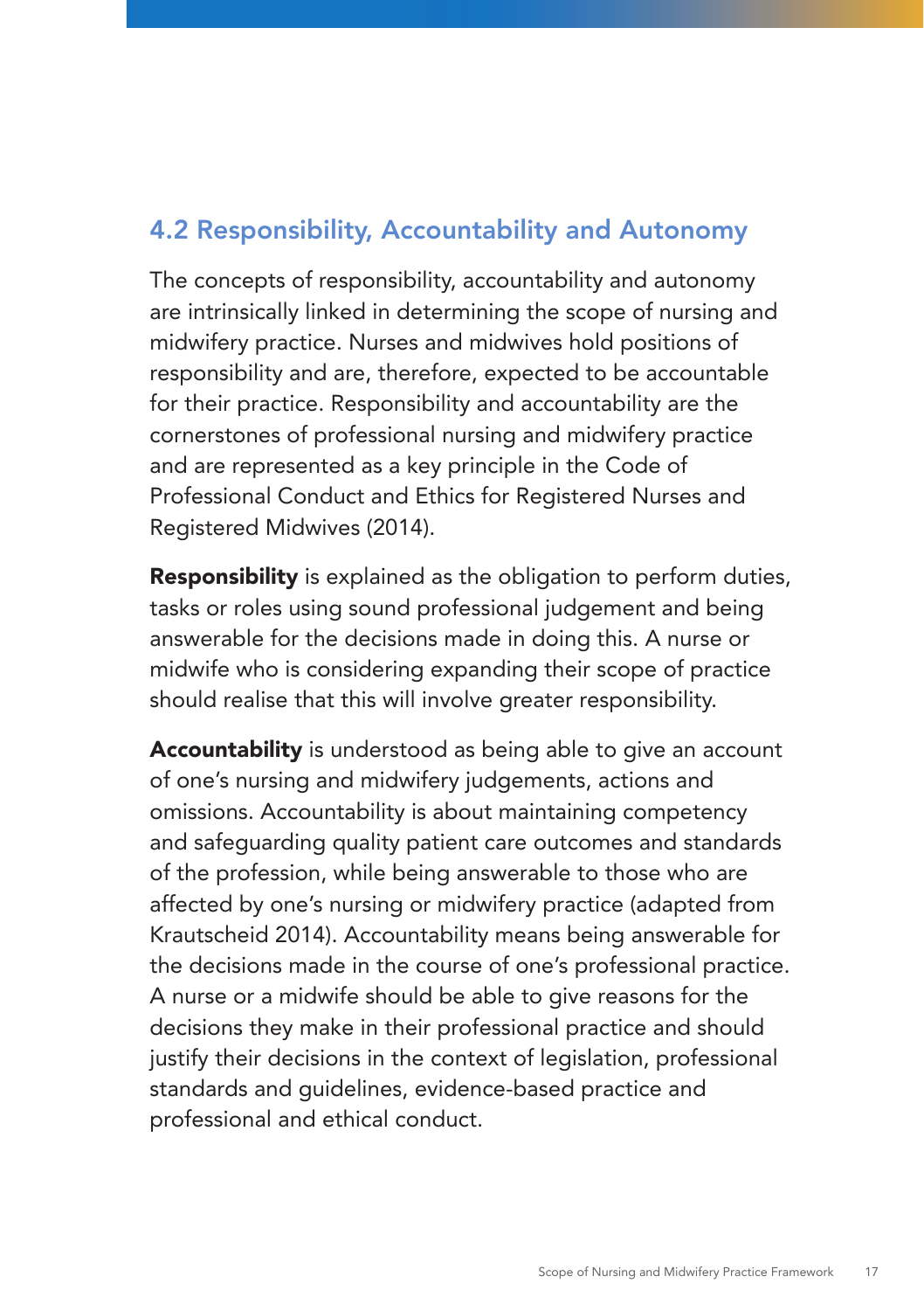## 4.2 Responsibility, Accountability and Autonomy

The concepts of responsibility, accountability and autonomy are intrinsically linked in determining the scope of nursing and midwifery practice. Nurses and midwives hold positions of responsibility and are, therefore, expected to be accountable for their practice. Responsibility and accountability are the cornerstones of professional nursing and midwifery practice and are represented as a key principle in the Code of Professional Conduct and Ethics for Registered Nurses and Registered Midwives (2014).

**Responsibility** is explained as the obligation to perform duties, tasks or roles using sound professional judgement and being answerable for the decisions made in doing this. A nurse or midwife who is considering expanding their scope of practice should realise that this will involve greater responsibility.

**Accountability** is understood as being able to give an account of one's nursing and midwifery judgements, actions and omissions. Accountability is about maintaining competency and safeguarding quality patient care outcomes and standards of the profession, while being answerable to those who are affected by one's nursing or midwifery practice (adapted from Krautscheid 2014). Accountability means being answerable for the decisions made in the course of one's professional practice. A nurse or a midwife should be able to give reasons for the decisions they make in their professional practice and should justify their decisions in the context of legislation, professional standards and guidelines, evidence-based practice and professional and ethical conduct.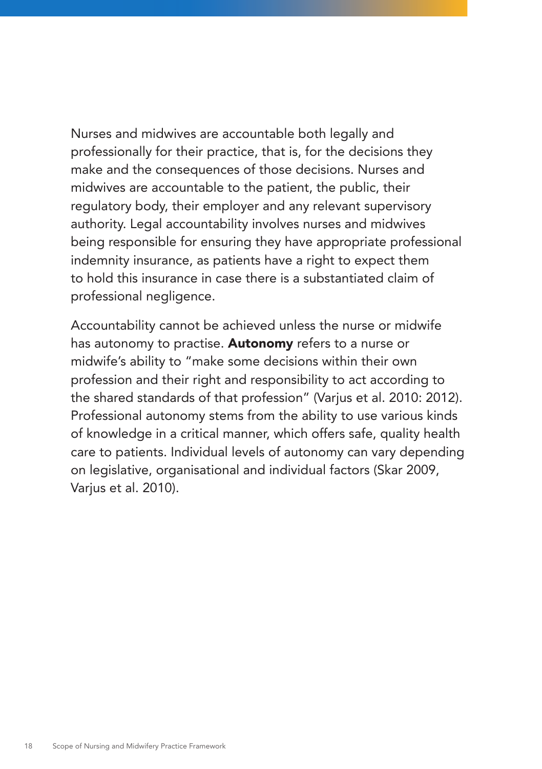Nurses and midwives are accountable both legally and professionally for their practice, that is, for the decisions they make and the consequences of those decisions. Nurses and midwives are accountable to the patient, the public, their regulatory body, their employer and any relevant supervisory authority. Legal accountability involves nurses and midwives being responsible for ensuring they have appropriate professional indemnity insurance, as patients have a right to expect them to hold this insurance in case there is a substantiated claim of professional negligence.

Accountability cannot be achieved unless the nurse or midwife has autonomy to practise. **Autonomy** refers to a nurse or midwife's ability to "make some decisions within their own profession and their right and responsibility to act according to the shared standards of that profession" (Varjus et al. 2010: 2012). Professional autonomy stems from the ability to use various kinds of knowledge in a critical manner, which offers safe, quality health care to patients. Individual levels of autonomy can vary depending on legislative, organisational and individual factors (Skar 2009, Varjus et al. 2010).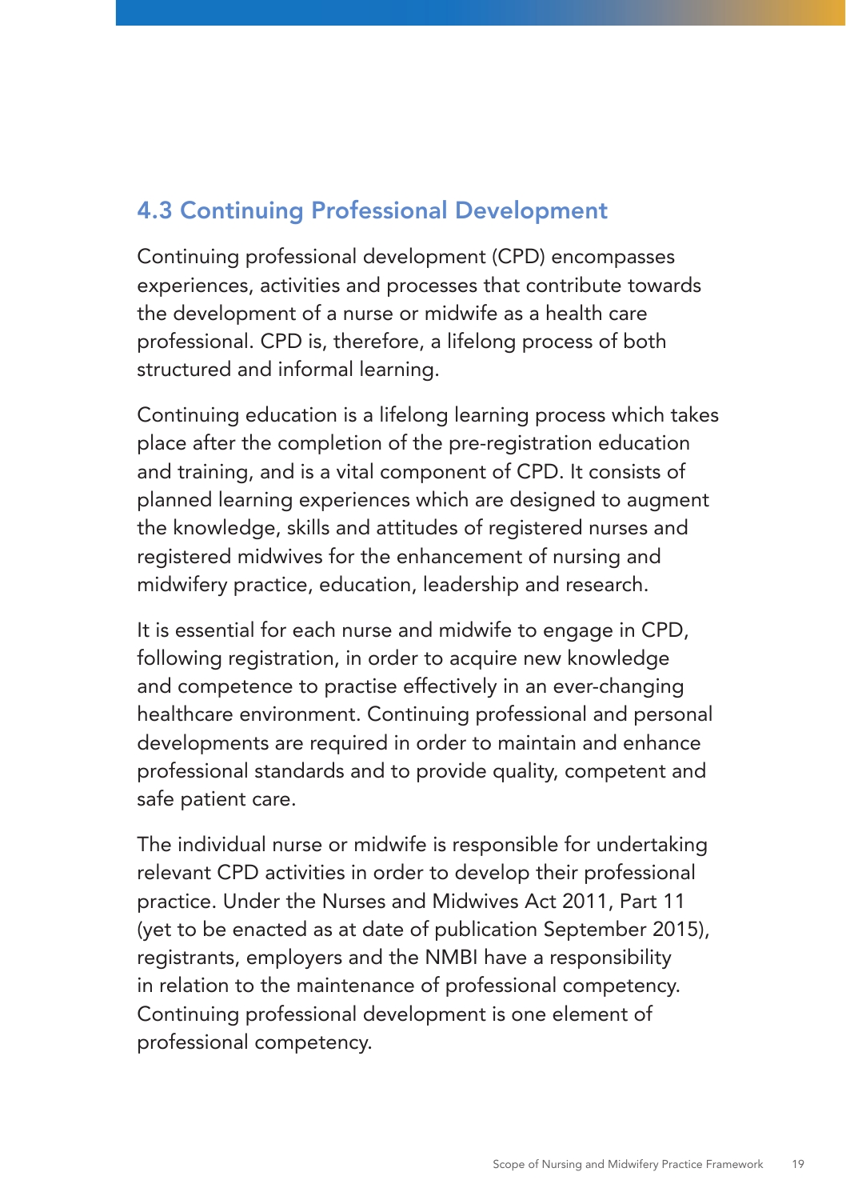## 4.3 Continuing Professional Development

Continuing professional development (CPD) encompasses experiences, activities and processes that contribute towards the development of a nurse or midwife as a health care professional. CPD is, therefore, a lifelong process of both structured and informal learning.

Continuing education is a lifelong learning process which takes place after the completion of the pre-registration education and training, and is a vital component of CPD. It consists of planned learning experiences which are designed to augment the knowledge, skills and attitudes of registered nurses and registered midwives for the enhancement of nursing and midwifery practice, education, leadership and research.

It is essential for each nurse and midwife to engage in CPD, following registration, in order to acquire new knowledge and competence to practise effectively in an ever-changing healthcare environment. Continuing professional and personal developments are required in order to maintain and enhance professional standards and to provide quality, competent and safe patient care.

The individual nurse or midwife is responsible for undertaking relevant CPD activities in order to develop their professional practice. Under the Nurses and Midwives Act 2011, Part 11 (yet to be enacted as at date of publication September 2015), registrants, employers and the NMBI have a responsibility in relation to the maintenance of professional competency. Continuing professional development is one element of professional competency.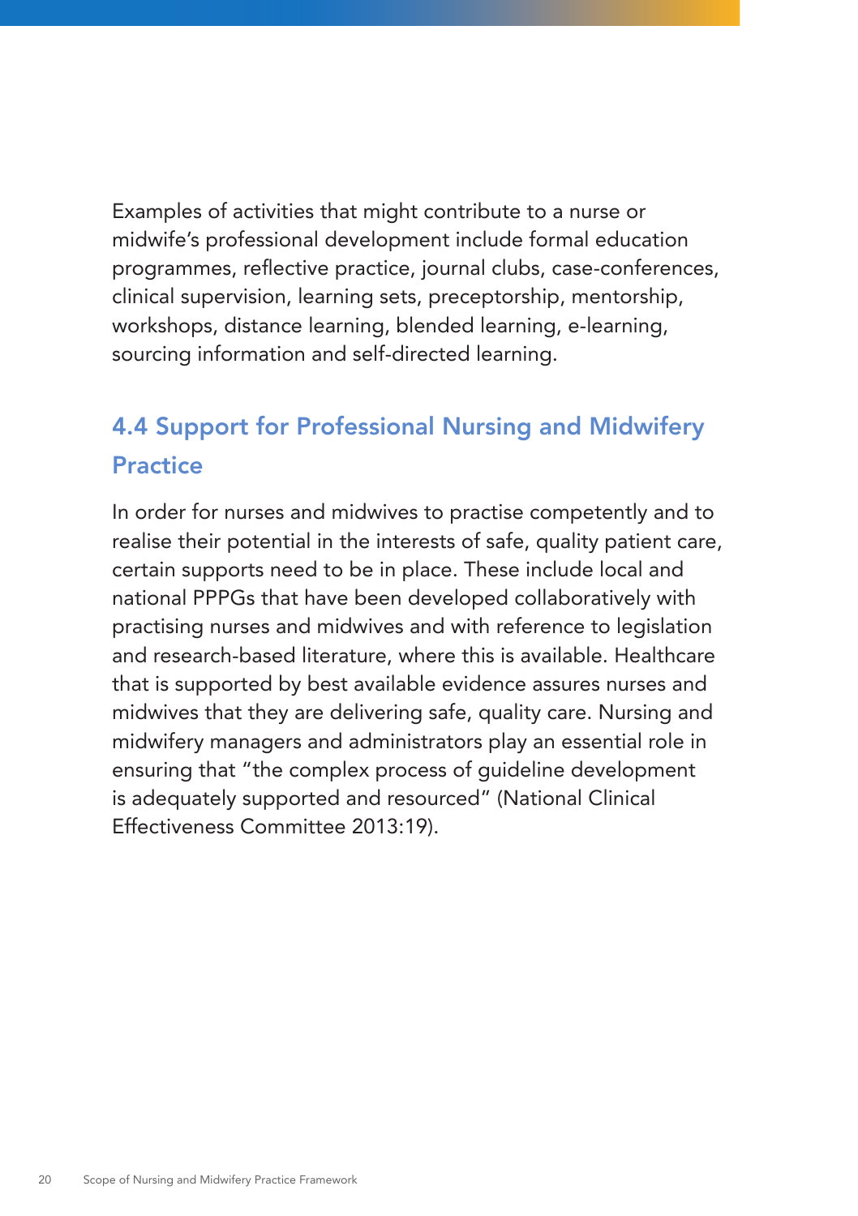Examples of activities that might contribute to a nurse or midwife's professional development include formal education programmes, reflective practice, journal clubs, case-conferences, clinical supervision, learning sets, preceptorship, mentorship, workshops, distance learning, blended learning, e-learning, sourcing information and self-directed learning.

## 4.4 Support for Professional Nursing and Midwifery Practice

In order for nurses and midwives to practise competently and to realise their potential in the interests of safe, quality patient care, certain supports need to be in place. These include local and national PPPGs that have been developed collaboratively with practising nurses and midwives and with reference to legislation and research-based literature, where this is available. Healthcare that is supported by best available evidence assures nurses and midwives that they are delivering safe, quality care. Nursing and midwifery managers and administrators play an essential role in ensuring that "the complex process of guideline development is adequately supported and resourced" (National Clinical Effectiveness Committee 2013:19).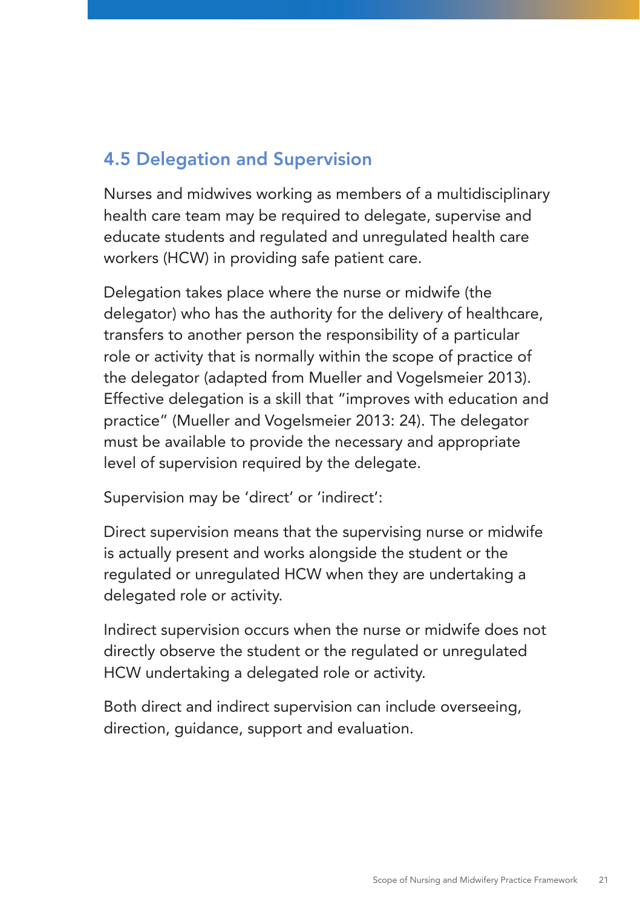## 4.5 Delegation and Supervision

Nurses and midwives working as members of a multidisciplinary health care team may be required to delegate, supervise and educate students and regulated and unregulated health care workers (HCW) in providing safe patient care.

Delegation takes place where the nurse or midwife (the delegator) who has the authority for the delivery of healthcare, transfers to another person the responsibility of a particular role or activity that is normally within the scope of practice of the delegator (adapted from Mueller and Vogelsmeier 2013). Effective delegation is a skill that "improves with education and practice" (Mueller and Vogelsmeier 2013: 24). The delegator must be available to provide the necessary and appropriate level of supervision required by the delegate.

Supervision may be 'direct' or 'indirect':

Direct supervision means that the supervising nurse or midwife is actually present and works alongside the student or the regulated or unregulated HCW when they are undertaking a delegated role or activity.

Indirect supervision occurs when the nurse or midwife does not directly observe the student or the regulated or unregulated HCW undertaking a delegated role or activity.

Both direct and indirect supervision can include overseeing, direction, guidance, support and evaluation.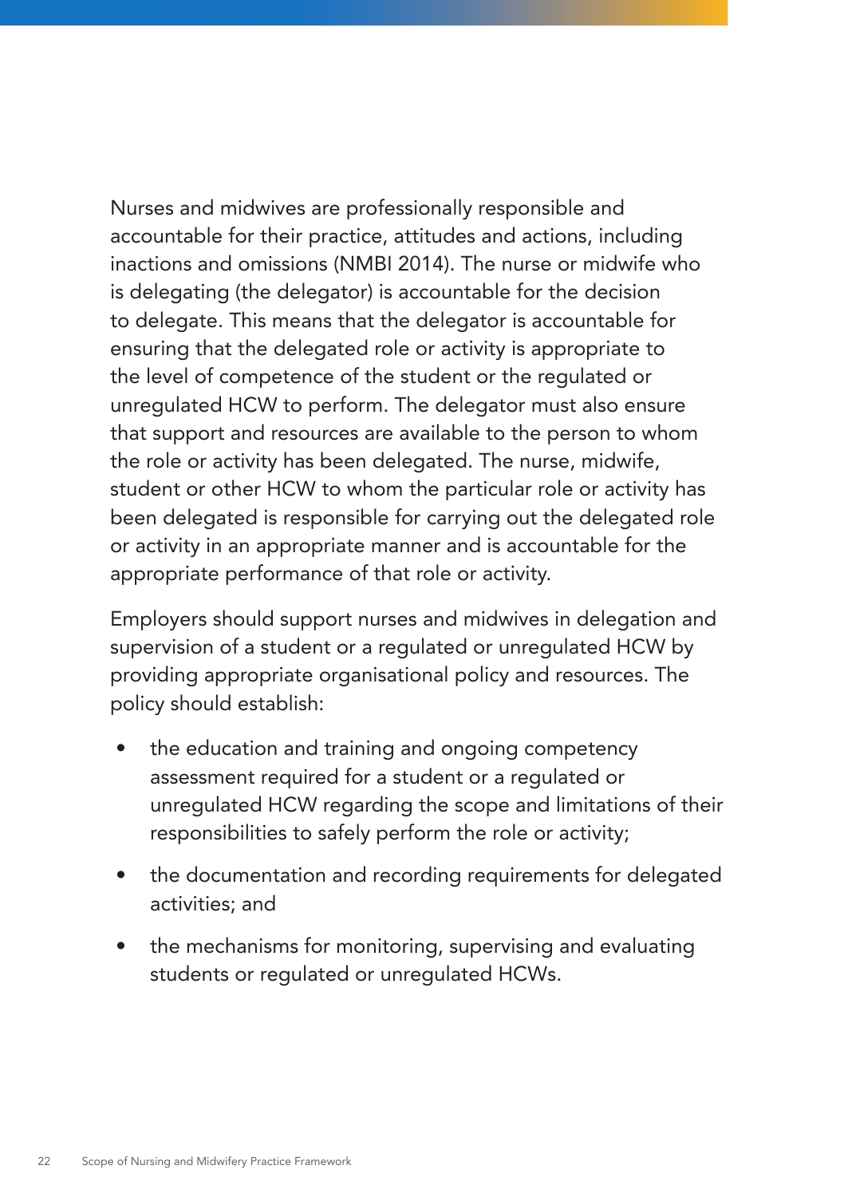Nurses and midwives are professionally responsible and accountable for their practice, attitudes and actions, including inactions and omissions (NMBI 2014). The nurse or midwife who is delegating (the delegator) is accountable for the decision to delegate. This means that the delegator is accountable for ensuring that the delegated role or activity is appropriate to the level of competence of the student or the regulated or unregulated HCW to perform. The delegator must also ensure that support and resources are available to the person to whom the role or activity has been delegated. The nurse, midwife, student or other HCW to whom the particular role or activity has been delegated is responsible for carrying out the delegated role or activity in an appropriate manner and is accountable for the appropriate performance of that role or activity.

Employers should support nurses and midwives in delegation and supervision of a student or a regulated or unregulated HCW by providing appropriate organisational policy and resources. The policy should establish:

- the education and training and ongoing competency assessment required for a student or a regulated or unregulated HCW regarding the scope and limitations of their responsibilities to safely perform the role or activity;
- the documentation and recording requirements for delegated activities; and
- the mechanisms for monitoring, supervising and evaluating students or regulated or unregulated HCWs.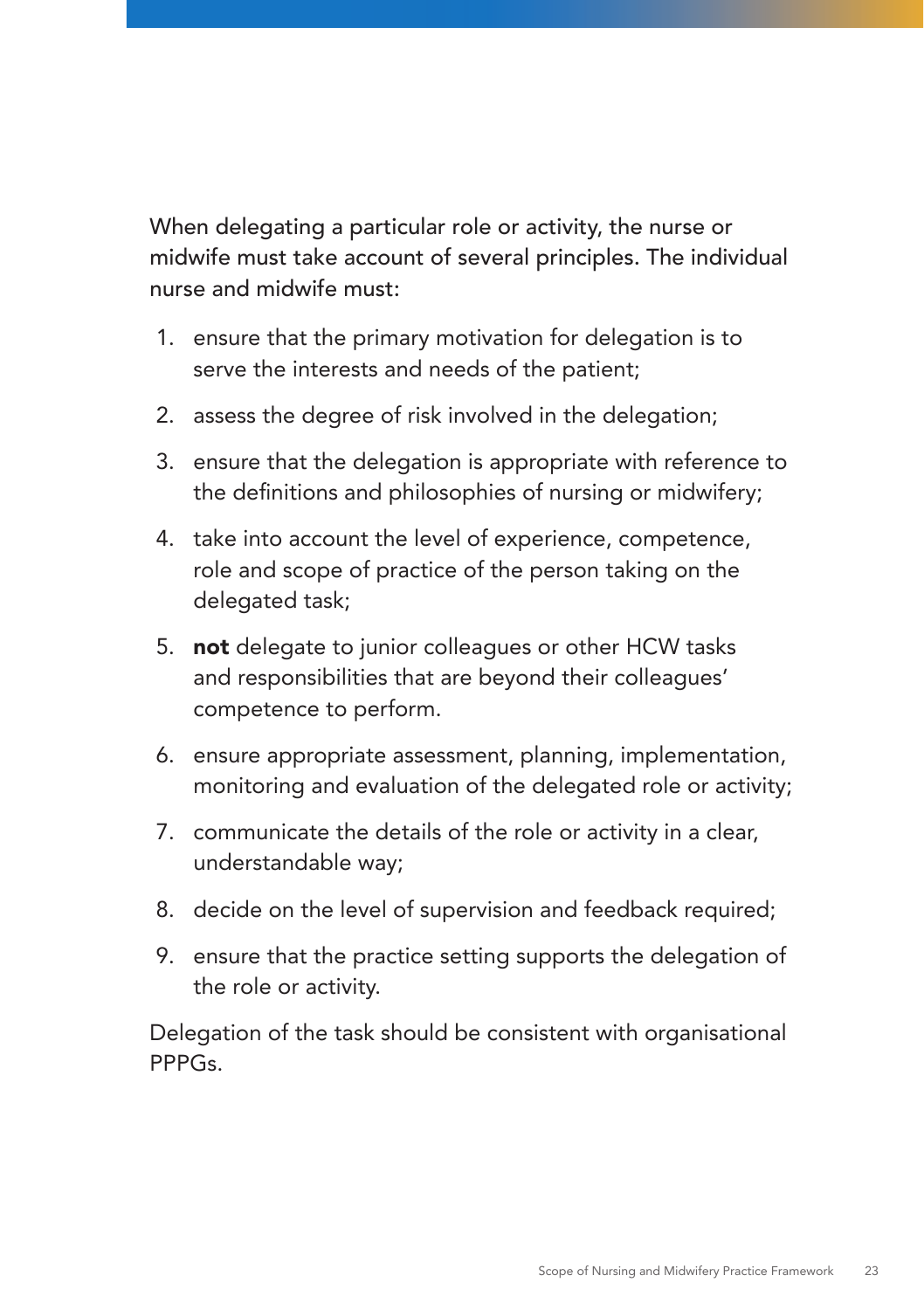When delegating a particular role or activity, the nurse or midwife must take account of several principles. The individual nurse and midwife must:

1. ensure that the primary motivation for delegation is to serve the interests and needs of the patient;
2. assess the degree of risk involved in the delegation;
3. ensure that the delegation is appropriate with reference to the definitions and philosophies of nursing or midwifery;
4. take into account the level of experience, competence, role and scope of practice of the person taking on the delegated task;
5. **not** delegate to junior colleagues or other HCW tasks and responsibilities that are beyond their colleagues' competence to perform.
6. ensure appropriate assessment, planning, implementation, monitoring and evaluation of the delegated role or activity;
7. communicate the details of the role or activity in a clear, understandable way;
8. decide on the level of supervision and feedback required;
9. ensure that the practice setting supports the delegation of the role or activity.

Delegation of the task should be consistent with organisational PPPGs.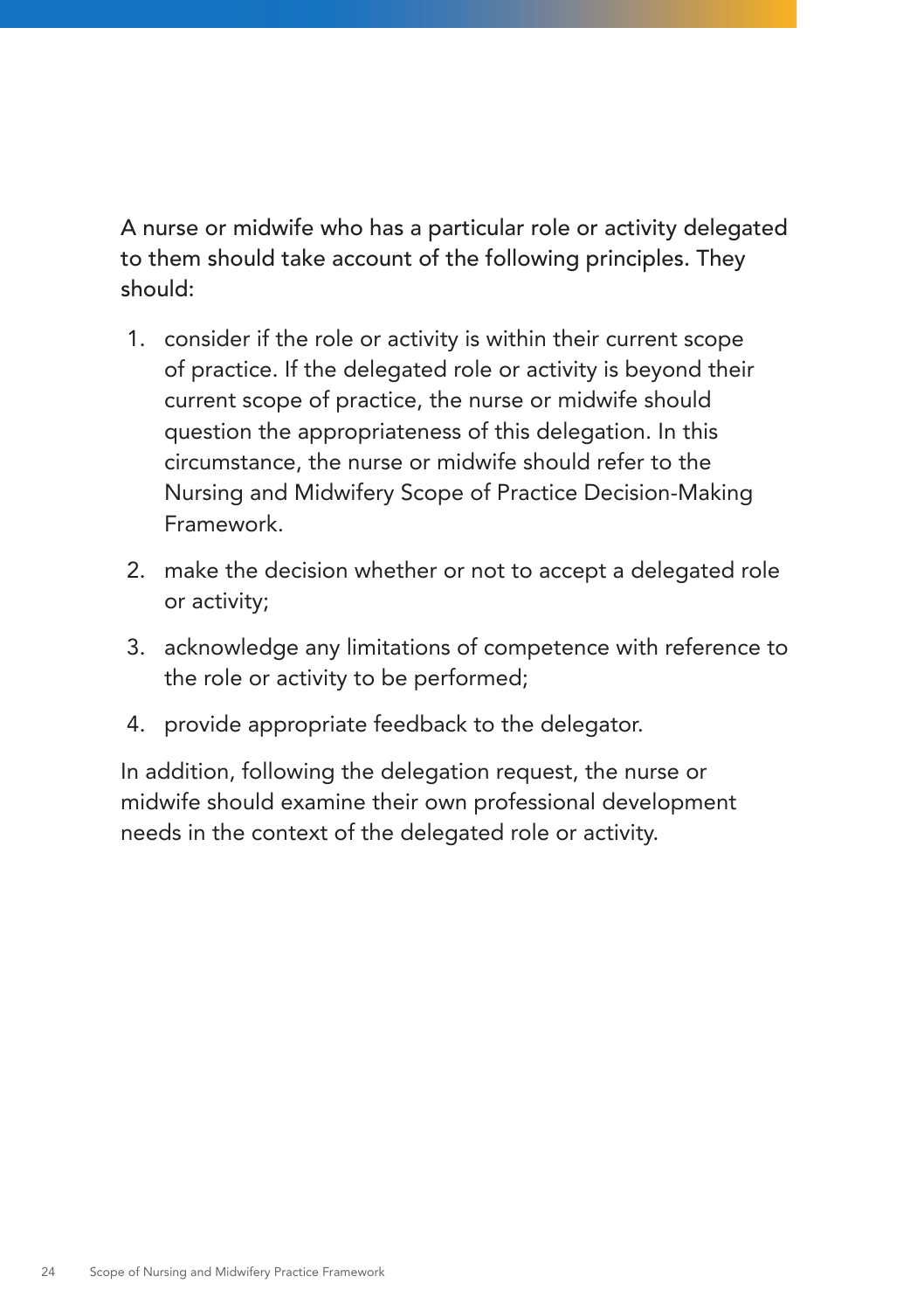A nurse or midwife who has a particular role or activity delegated to them should take account of the following principles. They should:

1. consider if the role or activity is within their current scope of practice. If the delegated role or activity is beyond their current scope of practice, the nurse or midwife should question the appropriateness of this delegation. In this circumstance, the nurse or midwife should refer to the Nursing and Midwifery Scope of Practice Decision-Making Framework.
2. make the decision whether or not to accept a delegated role or activity;
3. acknowledge any limitations of competence with reference to the role or activity to be performed;
4. provide appropriate feedback to the delegator.

In addition, following the delegation request, the nurse or midwife should examine their own professional development needs in the context of the delegated role or activity.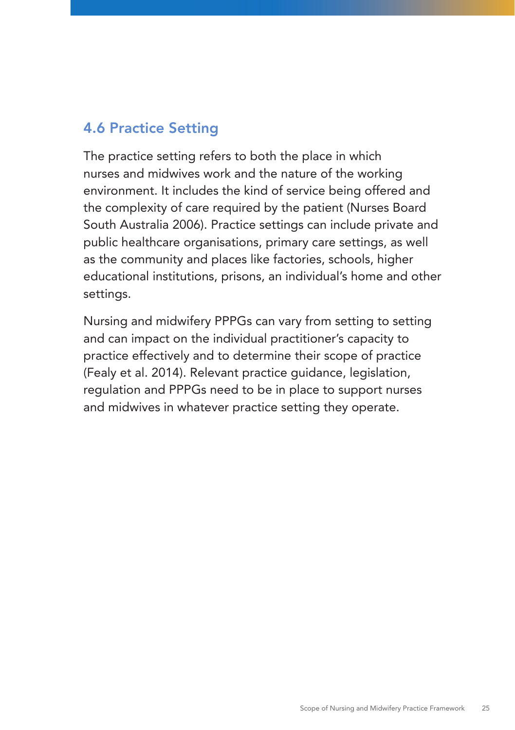## 4.6 Practice Setting

The practice setting refers to both the place in which nurses and midwives work and the nature of the working environment. It includes the kind of service being offered and the complexity of care required by the patient (Nurses Board South Australia 2006). Practice settings can include private and public healthcare organisations, primary care settings, as well as the community and places like factories, schools, higher educational institutions, prisons, an individual's home and other settings.

Nursing and midwifery PPPGs can vary from setting to setting and can impact on the individual practitioner's capacity to practice effectively and to determine their scope of practice (Fealy et al. 2014). Relevant practice guidance, legislation, regulation and PPPGs need to be in place to support nurses and midwives in whatever practice setting they operate.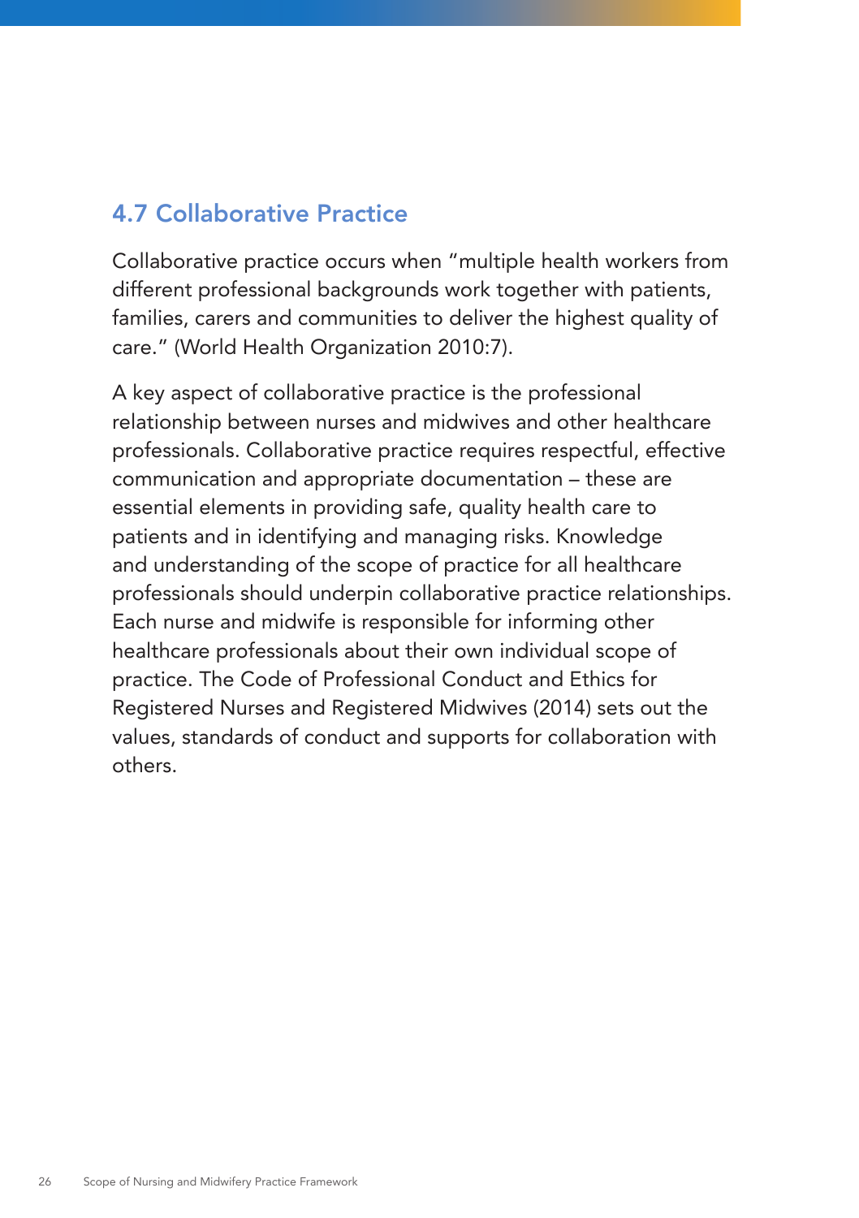## 4.7 Collaborative Practice

Collaborative practice occurs when "multiple health workers from different professional backgrounds work together with patients, families, carers and communities to deliver the highest quality of care." (World Health Organization 2010:7).

A key aspect of collaborative practice is the professional relationship between nurses and midwives and other healthcare professionals. Collaborative practice requires respectful, effective communication and appropriate documentation – these are essential elements in providing safe, quality health care to patients and in identifying and managing risks. Knowledge and understanding of the scope of practice for all healthcare professionals should underpin collaborative practice relationships. Each nurse and midwife is responsible for informing other healthcare professionals about their own individual scope of practice. The Code of Professional Conduct and Ethics for Registered Nurses and Registered Midwives (2014) sets out the values, standards of conduct and supports for collaboration with others.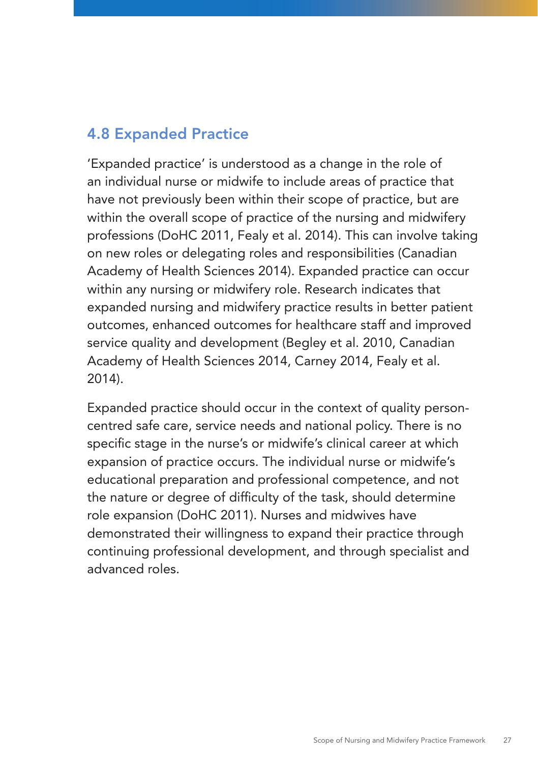## 4.8 Expanded Practice

'Expanded practice' is understood as a change in the role of an individual nurse or midwife to include areas of practice that have not previously been within their scope of practice, but are within the overall scope of practice of the nursing and midwifery professions (DoHC 2011, Fealy et al. 2014). This can involve taking on new roles or delegating roles and responsibilities (Canadian Academy of Health Sciences 2014). Expanded practice can occur within any nursing or midwifery role. Research indicates that expanded nursing and midwifery practice results in better patient outcomes, enhanced outcomes for healthcare staff and improved service quality and development (Begley et al. 2010, Canadian Academy of Health Sciences 2014, Carney 2014, Fealy et al. 2014).

Expanded practice should occur in the context of quality person-centred safe care, service needs and national policy. There is no specific stage in the nurse's or midwife's clinical career at which expansion of practice occurs. The individual nurse or midwife's educational preparation and professional competence, and not the nature or degree of difficulty of the task, should determine role expansion (DoHC 2011). Nurses and midwives have demonstrated their willingness to expand their practice through continuing professional development, and through specialist and advanced roles.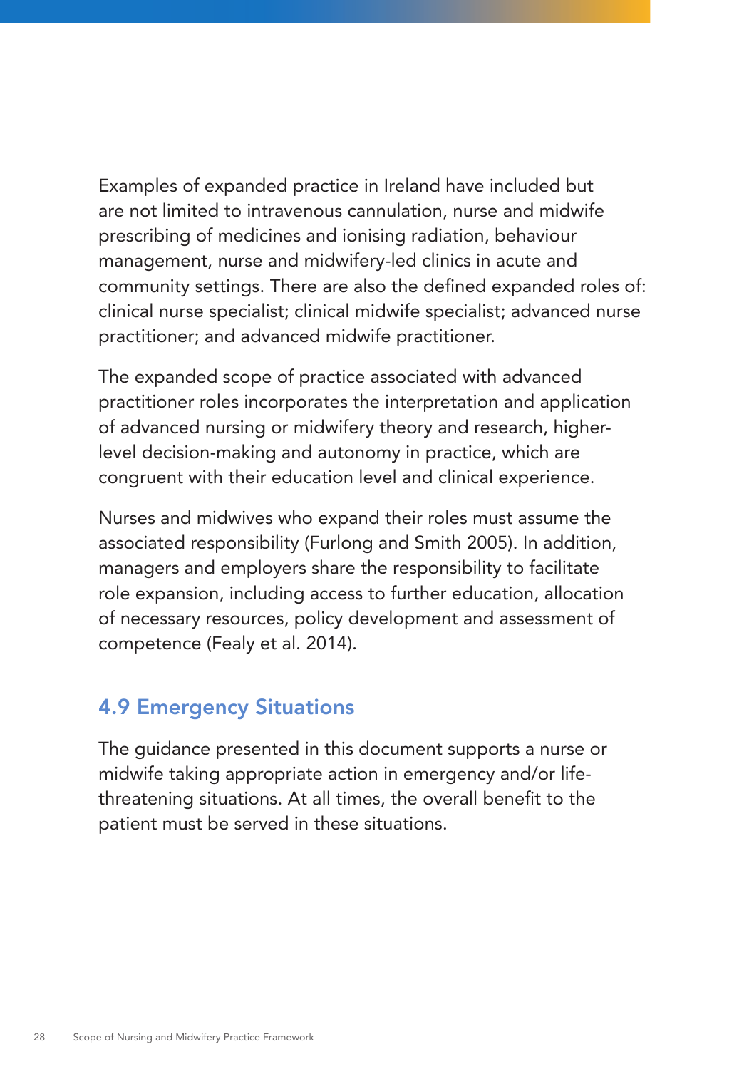Examples of expanded practice in Ireland have included but are not limited to intravenous cannulation, nurse and midwife prescribing of medicines and ionising radiation, behaviour management, nurse and midwifery-led clinics in acute and community settings. There are also the defined expanded roles of: clinical nurse specialist; clinical midwife specialist; advanced nurse practitioner; and advanced midwife practitioner.

The expanded scope of practice associated with advanced practitioner roles incorporates the interpretation and application of advanced nursing or midwifery theory and research, higher-level decision-making and autonomy in practice, which are congruent with their education level and clinical experience.

Nurses and midwives who expand their roles must assume the associated responsibility (Furlong and Smith 2005). In addition, managers and employers share the responsibility to facilitate role expansion, including access to further education, allocation of necessary resources, policy development and assessment of competence (Fealy et al. 2014).

## 4.9 Emergency Situations

The guidance presented in this document supports a nurse or midwife taking appropriate action in emergency and/or life-threatening situations. At all times, the overall benefit to the patient must be served in these situations.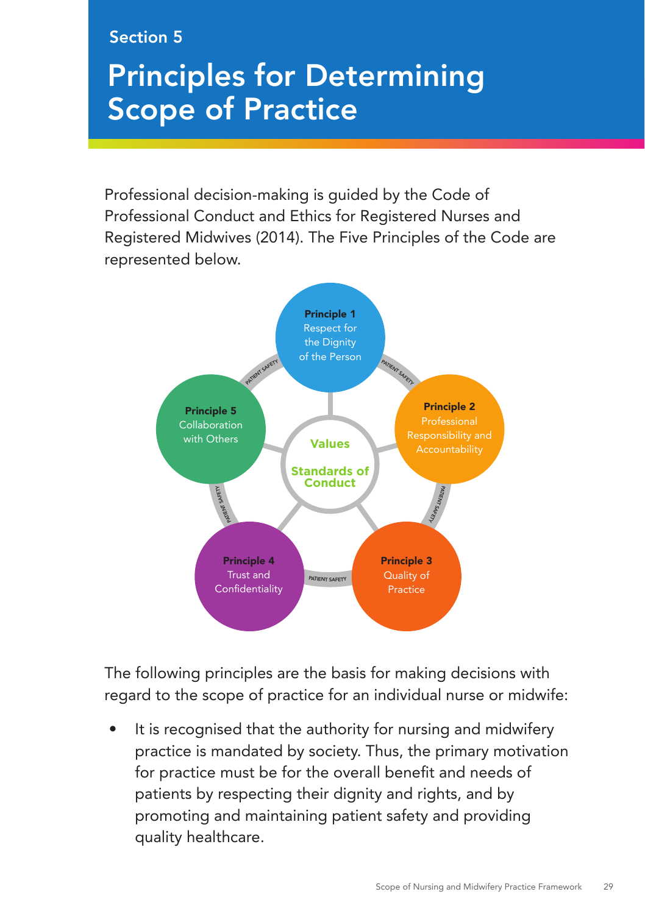Section 5

# Principles for Determining Scope of Practice

Professional decision-making is guided by the Code of Professional Conduct and Ethics for Registered Nurses and Registered Midwives (2014). The Five Principles of the Code are represented below.

**Principle 1**
Respect for the Dignity of the Person

**Principle 2**
Professional Responsibility and Accountability

**Principle 3**
Quality of Practice

**Principle 4**
Trust and Confidentiality

**Principle 5**
Collaboration with Others

Values

Standards of Conduct

PATIENT SAFETY

The following principles are the basis for making decisions with regard to the scope of practice for an individual nurse or midwife:

- It is recognised that the authority for nursing and midwifery practice is mandated by society. Thus, the primary motivation for practice must be for the overall benefit and needs of patients by respecting their dignity and rights, and by promoting and maintaining patient safety and providing quality healthcare.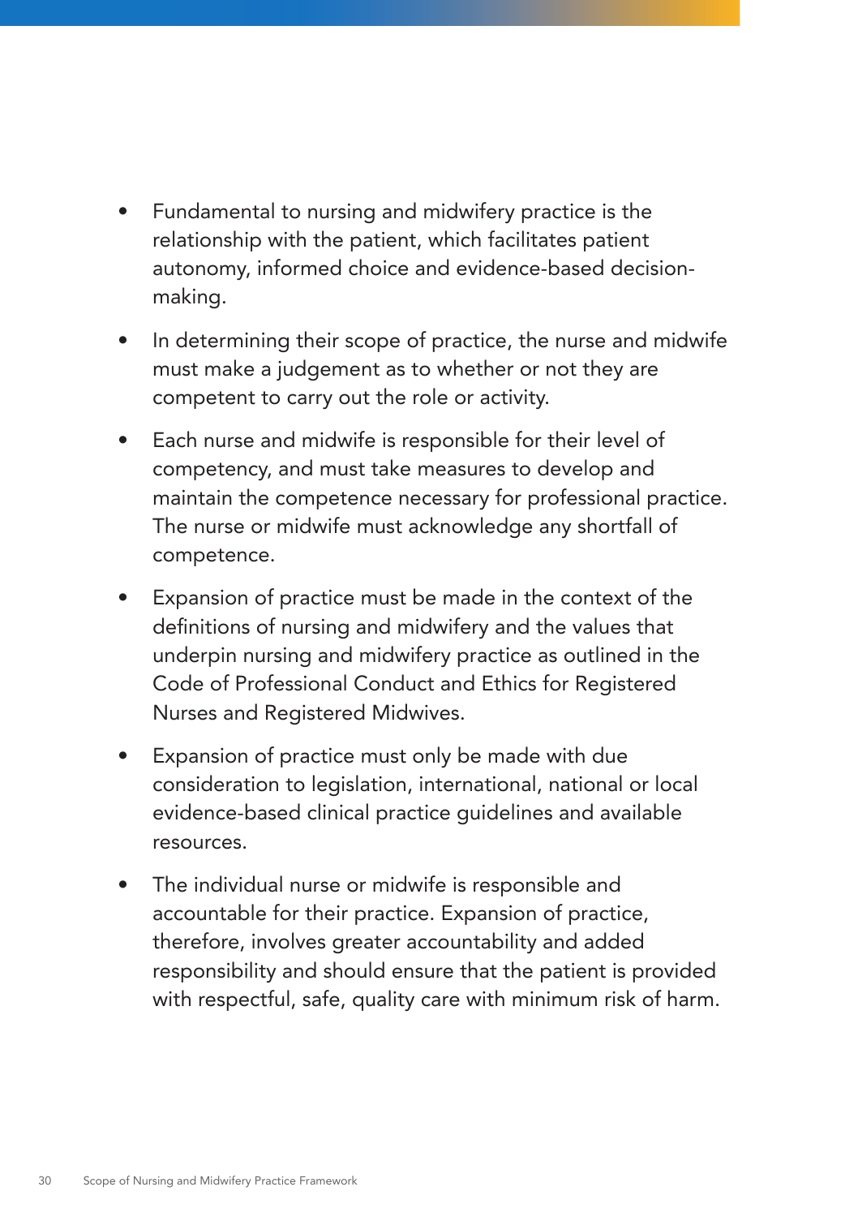- Fundamental to nursing and midwifery practice is the relationship with the patient, which facilitates patient autonomy, informed choice and evidence-based decision-making.
- In determining their scope of practice, the nurse and midwife must make a judgement as to whether or not they are competent to carry out the role or activity.
- Each nurse and midwife is responsible for their level of competency, and must take measures to develop and maintain the competence necessary for professional practice. The nurse or midwife must acknowledge any shortfall of competence.
- Expansion of practice must be made in the context of the definitions of nursing and midwifery and the values that underpin nursing and midwifery practice as outlined in the Code of Professional Conduct and Ethics for Registered Nurses and Registered Midwives.
- Expansion of practice must only be made with due consideration to legislation, international, national or local evidence-based clinical practice guidelines and available resources.
- The individual nurse or midwife is responsible and accountable for their practice. Expansion of practice, therefore, involves greater accountability and added responsibility and should ensure that the patient is provided with respectful, safe, quality care with minimum risk of harm.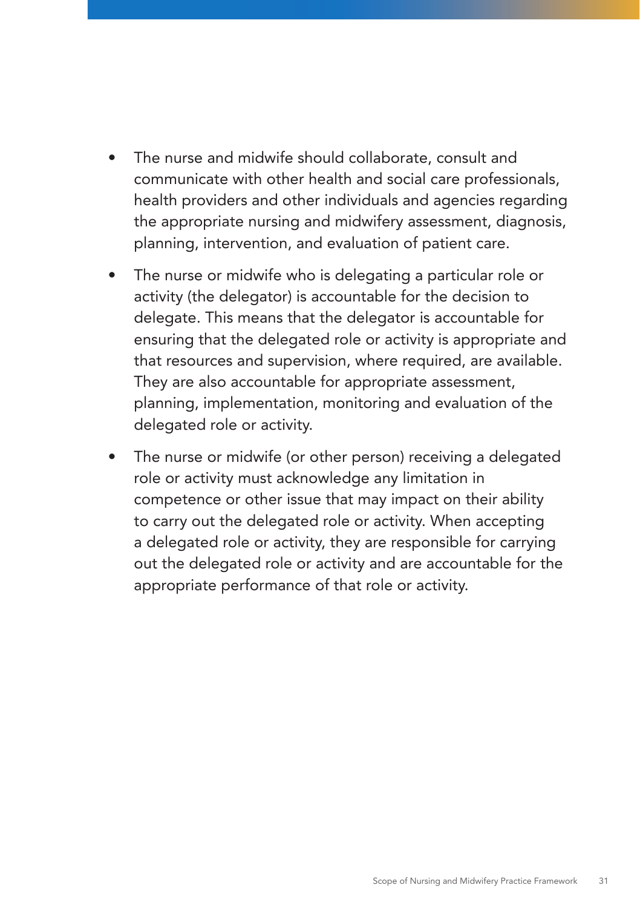- The nurse and midwife should collaborate, consult and communicate with other health and social care professionals, health providers and other individuals and agencies regarding the appropriate nursing and midwifery assessment, diagnosis, planning, intervention, and evaluation of patient care.
- The nurse or midwife who is delegating a particular role or activity (the delegator) is accountable for the decision to delegate. This means that the delegator is accountable for ensuring that the delegated role or activity is appropriate and that resources and supervision, where required, are available. They are also accountable for appropriate assessment, planning, implementation, monitoring and evaluation of the delegated role or activity.
- The nurse or midwife (or other person) receiving a delegated role or activity must acknowledge any limitation in competence or other issue that may impact on their ability to carry out the delegated role or activity. When accepting a delegated role or activity, they are responsible for carrying out the delegated role or activity and are accountable for the appropriate performance of that role or activity.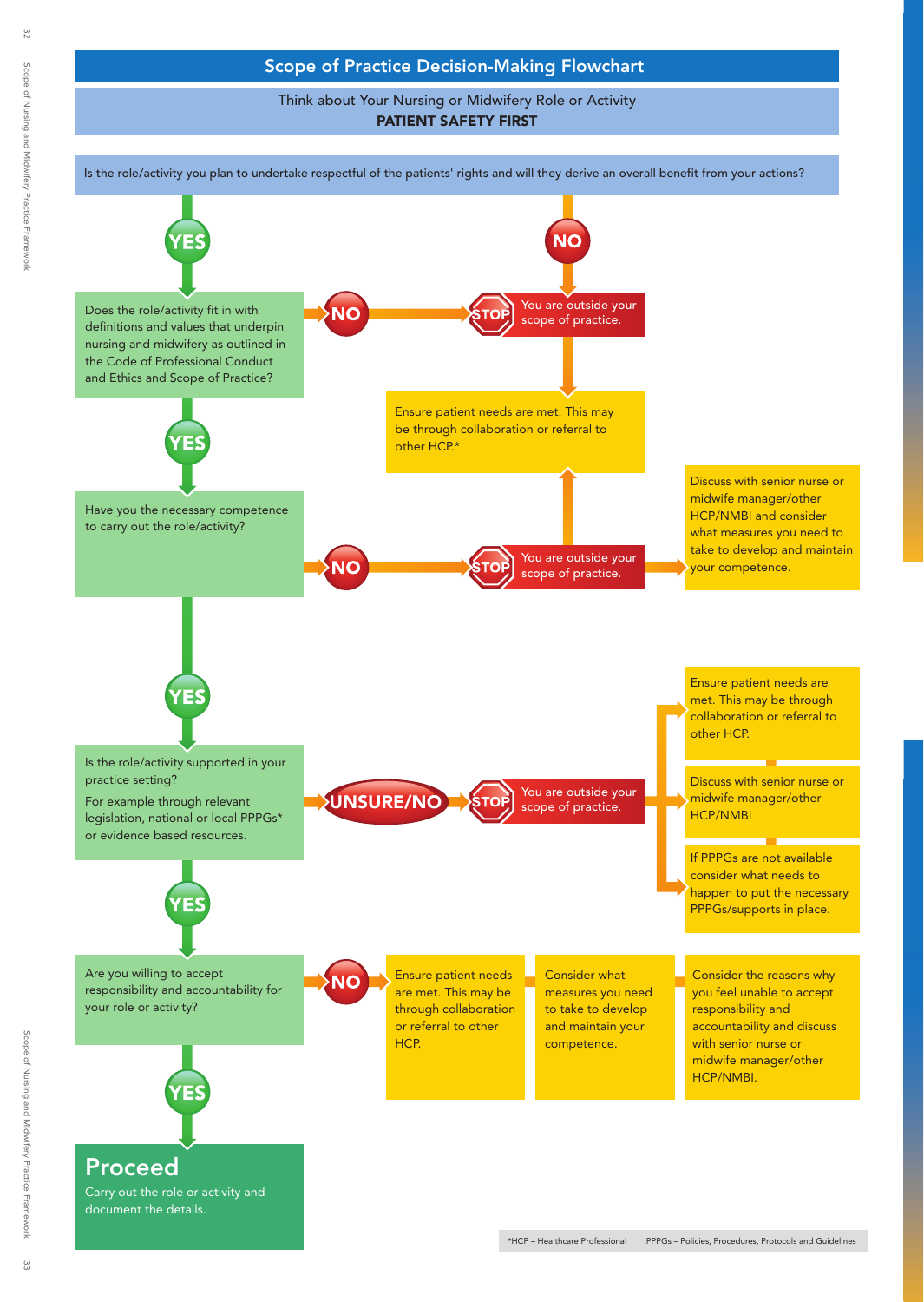# Scope of Practice Decision-Making Flowchart

Think about Your Nursing or Midwifery Role or Activity
**PATIENT SAFETY FIRST**

Is the role/activity you plan to undertake respectful of the patients' rights and will they derive an overall benefit from your actions?

- **NO** → STOP – You are outside your scope of practice. → Ensure patient needs are met. This may be through collaboration or referral to other HCP.*
- **YES** ↓

Does the role/activity fit in with definitions and values that underpin nursing and midwifery as outlined in the Code of Professional Conduct and Ethics and Scope of Practice?

- **NO** → STOP – You are outside your scope of practice. → Ensure patient needs are met. This may be through collaboration or referral to other HCP.*
- **YES** ↓

Have you the necessary competence to carry out the role/activity?

- **NO** → STOP – You are outside your scope of practice.
  - → Ensure patient needs are met. This may be through collaboration or referral to other HCP.*
  - → Discuss with senior nurse or midwife manager/other HCP/NMBI and consider what measures you need to take to develop and maintain your competence.
- **YES** ↓

Is the role/activity supported in your practice setting?

For example through relevant legislation, national or local PPPGs* or evidence based resources.

- **UNSURE/NO** → STOP – You are outside your scope of practice.
  - → Ensure patient needs are met. This may be through collaboration or referral to other HCP.
  - → Discuss with senior nurse or midwife manager/other HCP/NMBI
  - → If PPPGs are not available consider what needs to happen to put the necessary PPPGs/supports in place.
- **YES** ↓

Are you willing to accept responsibility and accountability for your role or activity?

- **NO** → Ensure patient needs are met. This may be through collaboration or referral to other HCP. → Consider what measures you need to take to develop and maintain your competence. → Consider the reasons why you feel unable to accept responsibility and accountability and discuss with senior nurse or midwife manager/other HCP/NMBI.
- **YES** ↓

## Proceed

Carry out the role or activity and document the details.

*HCP – Healthcare Professional PPPGs – Policies, Procedures, Protocols and Guidelines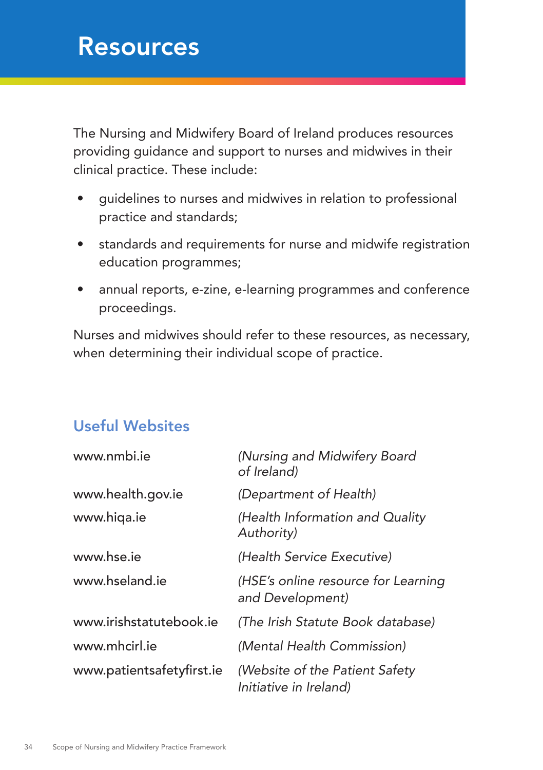# Resources

The Nursing and Midwifery Board of Ireland produces resources providing guidance and support to nurses and midwives in their clinical practice. These include:

- guidelines to nurses and midwives in relation to professional practice and standards;
- standards and requirements for nurse and midwife registration education programmes;
- annual reports, e-zine, e-learning programmes and conference proceedings.

Nurses and midwives should refer to these resources, as necessary, when determining their individual scope of practice.

## Useful Websites

| | |
|---|---|
| www.nmbi.ie | *(Nursing and Midwifery Board of Ireland)* |
| www.health.gov.ie | *(Department of Health)* |
| www.hiqa.ie | *(Health Information and Quality Authority)* |
| www.hse.ie | *(Health Service Executive)* |
| www.hseland.ie | *(HSE's online resource for Learning and Development)* |
| www.irishstatutebook.ie | *(The Irish Statute Book database)* |
| www.mhcirl.ie | *(Mental Health Commission)* |
| www.patientsafetyfirst.ie | *(Website of the Patient Safety Initiative in Ireland)* |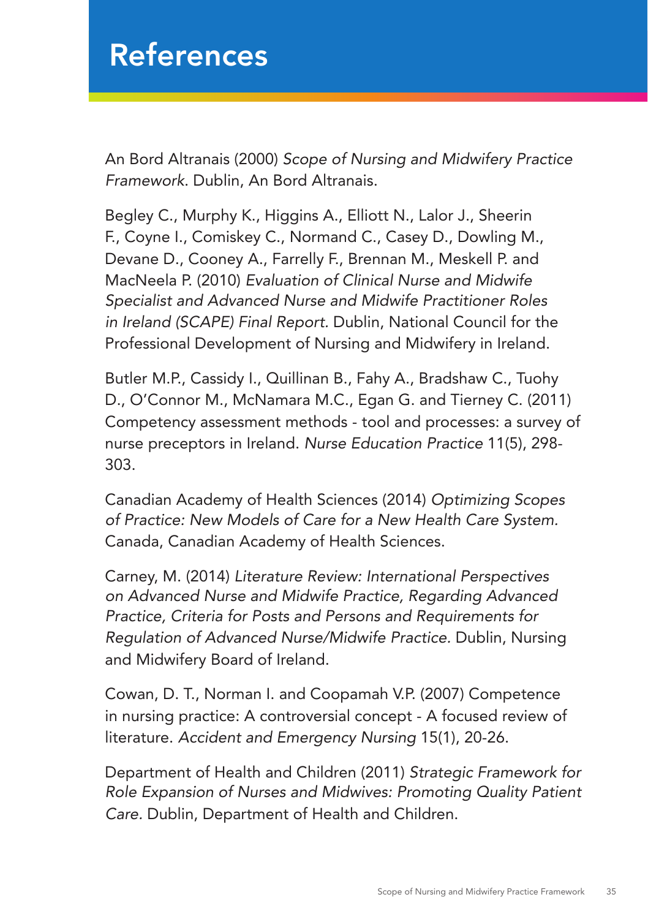# References

An Bord Altranais (2000) *Scope of Nursing and Midwifery Practice Framework*. Dublin, An Bord Altranais.

Begley C., Murphy K., Higgins A., Elliott N., Lalor J., Sheerin F., Coyne I., Comiskey C., Normand C., Casey D., Dowling M., Devane D., Cooney A., Farrelly F., Brennan M., Meskell P. and MacNeela P. (2010) *Evaluation of Clinical Nurse and Midwife Specialist and Advanced Nurse and Midwife Practitioner Roles in Ireland (SCAPE) Final Report*. Dublin, National Council for the Professional Development of Nursing and Midwifery in Ireland.

Butler M.P., Cassidy I., Quillinan B., Fahy A., Bradshaw C., Tuohy D., O'Connor M., McNamara M.C., Egan G. and Tierney C. (2011) Competency assessment methods - tool and processes: a survey of nurse preceptors in Ireland. *Nurse Education Practice* 11(5), 298-303.

Canadian Academy of Health Sciences (2014) *Optimizing Scopes of Practice: New Models of Care for a New Health Care System.* Canada, Canadian Academy of Health Sciences.

Carney, M. (2014) *Literature Review: International Perspectives on Advanced Nurse and Midwife Practice, Regarding Advanced Practice, Criteria for Posts and Persons and Requirements for Regulation of Advanced Nurse/Midwife Practice.* Dublin, Nursing and Midwifery Board of Ireland.

Cowan, D. T., Norman I. and Coopamah V.P. (2007) Competence in nursing practice: A controversial concept - A focused review of literature. *Accident and Emergency Nursing* 15(1), 20-26.

Department of Health and Children (2011) *Strategic Framework for Role Expansion of Nurses and Midwives: Promoting Quality Patient Care.* Dublin, Department of Health and Children.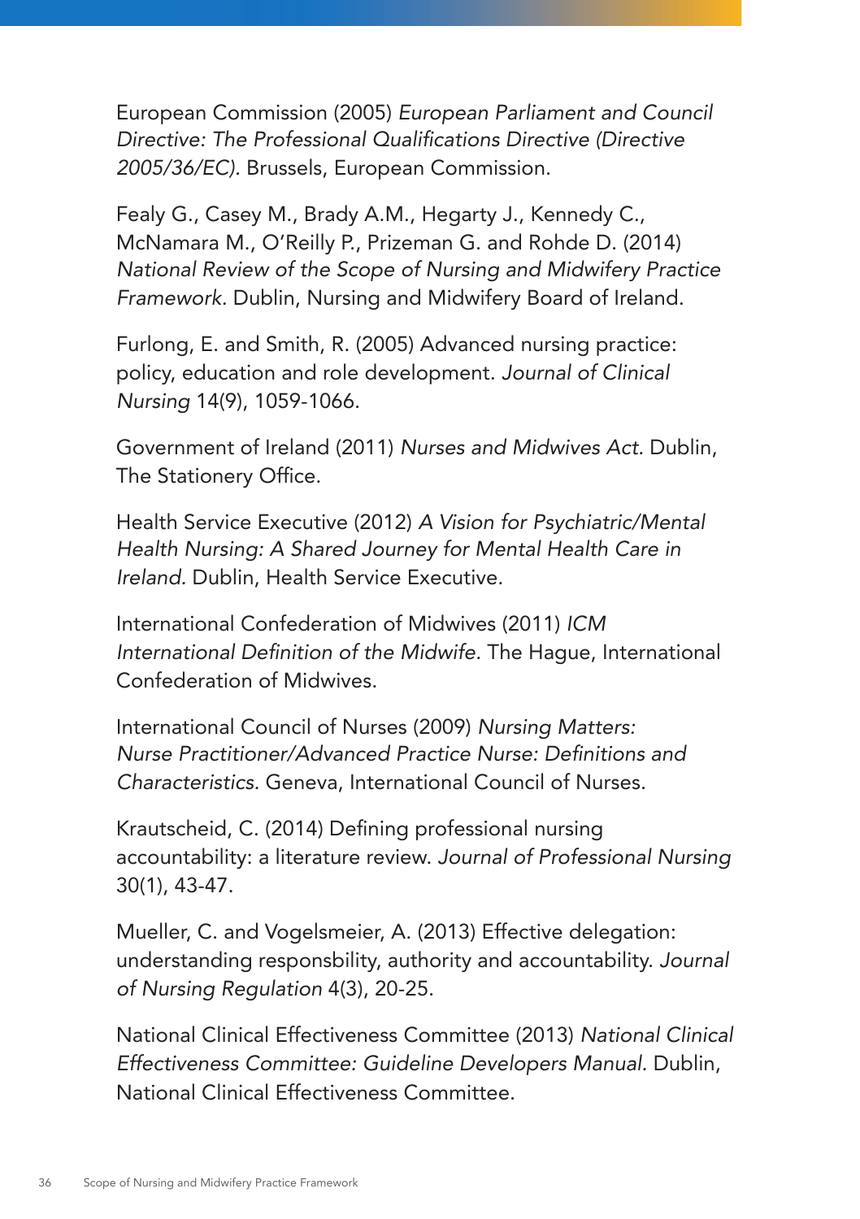European Commission (2005) *European Parliament and Council Directive: The Professional Qualifications Directive (Directive 2005/36/EC).* Brussels, European Commission.

Fealy G., Casey M., Brady A.M., Hegarty J., Kennedy C., McNamara M., O'Reilly P., Prizeman G. and Rohde D. (2014) *National Review of the Scope of Nursing and Midwifery Practice Framework.* Dublin, Nursing and Midwifery Board of Ireland.

Furlong, E. and Smith, R. (2005) Advanced nursing practice: policy, education and role development. *Journal of Clinical Nursing* 14(9), 1059-1066.

Government of Ireland (2011) *Nurses and Midwives Act.* Dublin, The Stationery Office.

Health Service Executive (2012) *A Vision for Psychiatric/Mental Health Nursing: A Shared Journey for Mental Health Care in Ireland.* Dublin, Health Service Executive.

International Confederation of Midwives (2011) *ICM International Definition of the Midwife.* The Hague, International Confederation of Midwives.

International Council of Nurses (2009) *Nursing Matters: Nurse Practitioner/Advanced Practice Nurse: Definitions and Characteristics.* Geneva, International Council of Nurses.

Krautscheid, C. (2014) Defining professional nursing accountability: a literature review. *Journal of Professional Nursing* 30(1), 43-47.

Mueller, C. and Vogelsmeier, A. (2013) Effective delegation: understanding responsbility, authority and accountability. *Journal of Nursing Regulation* 4(3), 20-25.

National Clinical Effectiveness Committee (2013) *National Clinical Effectiveness Committee: Guideline Developers Manual.* Dublin, National Clinical Effectiveness Committee.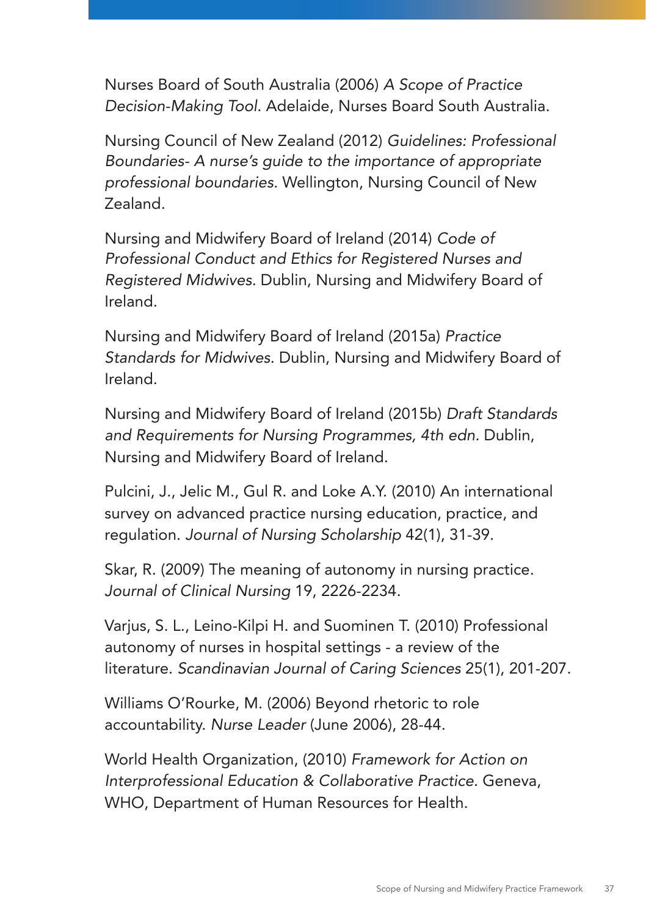Nurses Board of South Australia (2006) *A Scope of Practice Decision-Making Tool.* Adelaide, Nurses Board South Australia.

Nursing Council of New Zealand (2012) *Guidelines: Professional Boundaries- A nurse's guide to the importance of appropriate professional boundaries.* Wellington, Nursing Council of New Zealand.

Nursing and Midwifery Board of Ireland (2014) *Code of Professional Conduct and Ethics for Registered Nurses and Registered Midwives.* Dublin, Nursing and Midwifery Board of Ireland.

Nursing and Midwifery Board of Ireland (2015a) *Practice Standards for Midwives.* Dublin, Nursing and Midwifery Board of Ireland.

Nursing and Midwifery Board of Ireland (2015b) *Draft Standards and Requirements for Nursing Programmes, 4th edn*. Dublin, Nursing and Midwifery Board of Ireland.

Pulcini, J., Jelic M., Gul R. and Loke A.Y. (2010) An international survey on advanced practice nursing education, practice, and regulation. *Journal of Nursing Scholarship* 42(1), 31-39.

Skar, R. (2009) The meaning of autonomy in nursing practice. *Journal of Clinical Nursing* 19, 2226-2234.

Varjus, S. L., Leino-Kilpi H. and Suominen T. (2010) Professional autonomy of nurses in hospital settings - a review of the literature. *Scandinavian Journal of Caring Sciences* 25(1), 201-207.

Williams O'Rourke, M. (2006) Beyond rhetoric to role accountability. *Nurse Leader* (June 2006), 28-44.

World Health Organization, (2010) *Framework for Action on Interprofessional Education & Collaborative Practice.* Geneva, WHO, Department of Human Resources for Health.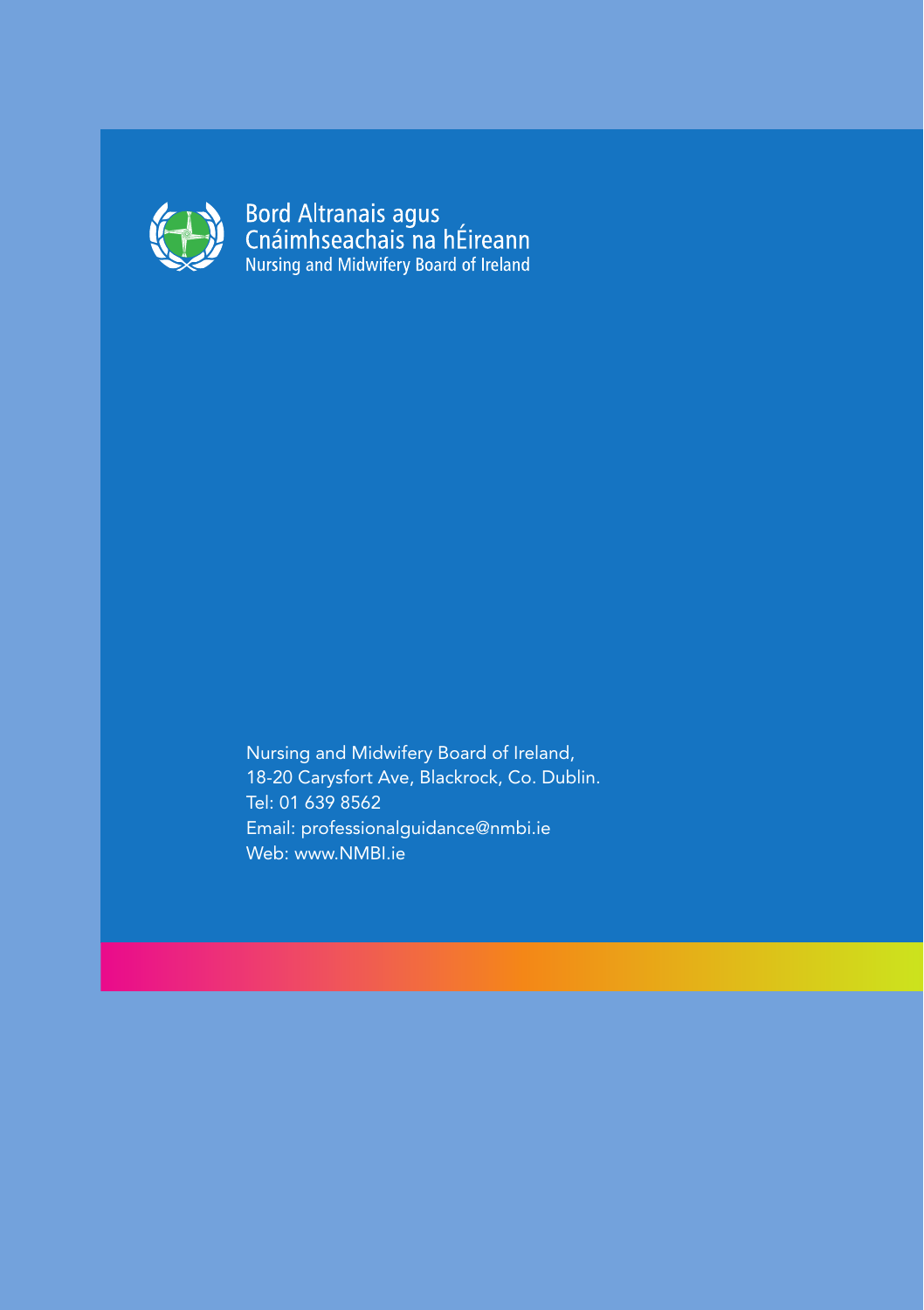Bord Altranais agus
Cnáimhseachais na hÉireann
Nursing and Midwifery Board of Ireland

Nursing and Midwifery Board of Ireland,
18-20 Carysfort Ave, Blackrock, Co. Dublin.
Tel: 01 639 8562
Email: professionalguidance@nmbi.ie
Web: www.NMBI.ie